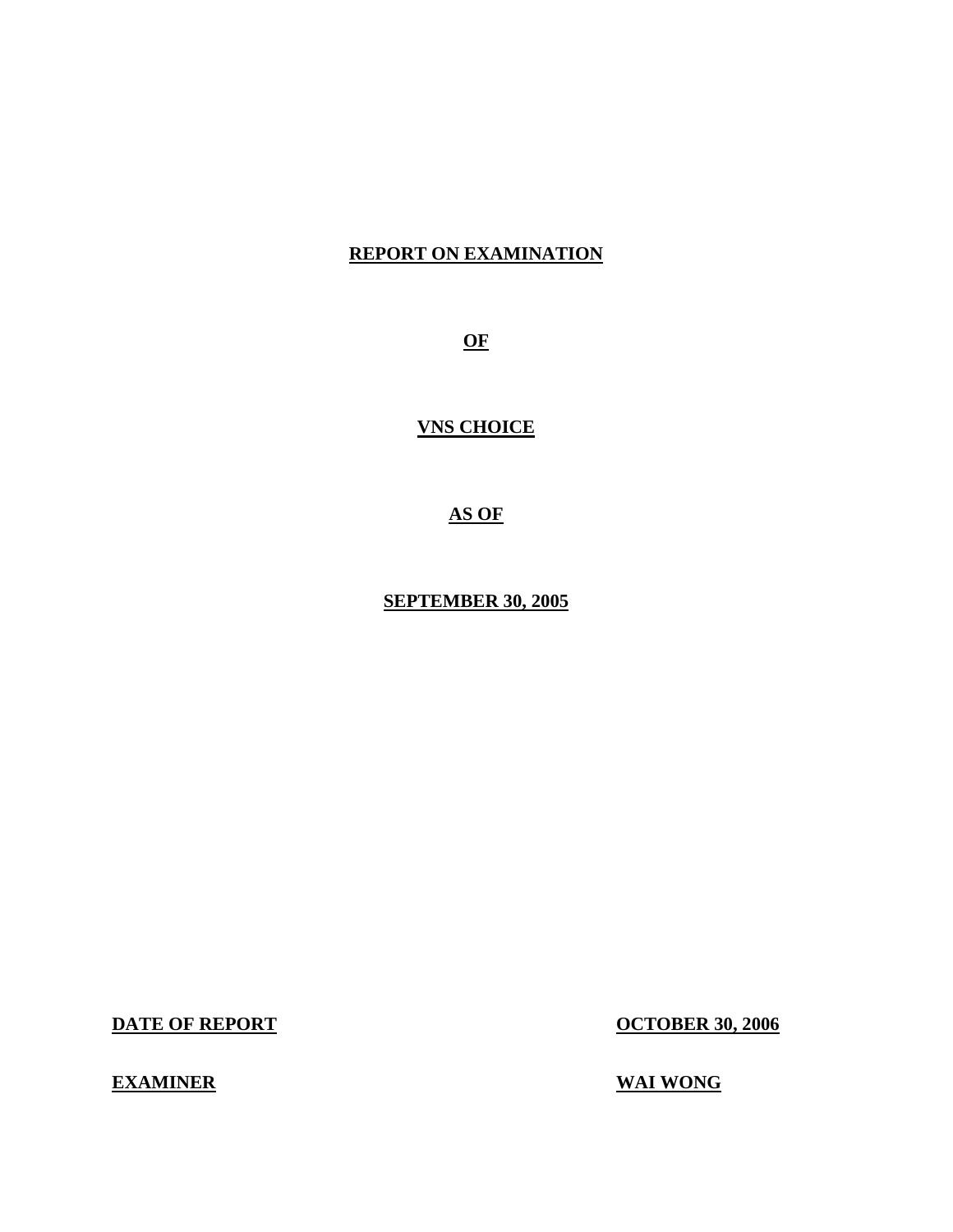# REPORT ON EXAMINATION

**OF**

**VNS CHOICE**

**AS OF**

**SEPTEMBER 30, 2005**

| | |
|---|---|
| **DATE OF REPORT** | **OCTOBER 30, 2006** |
| **EXAMINER** | **WAI WONG** |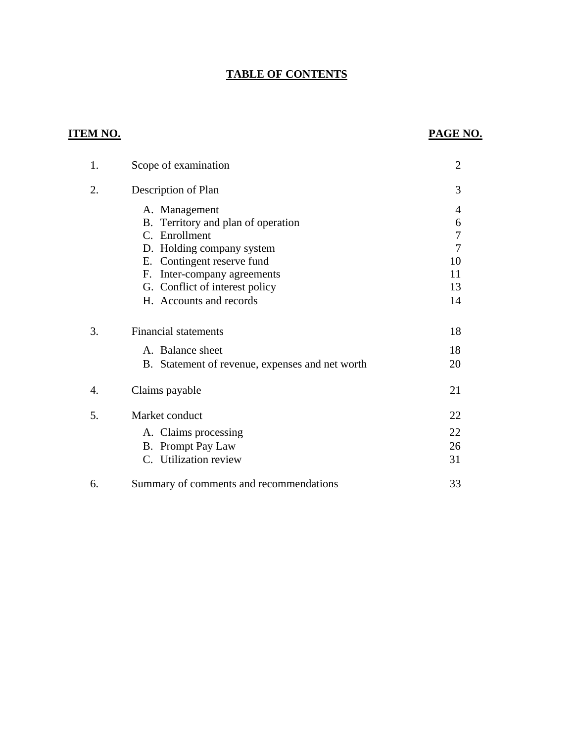# TABLE OF CONTENTS

| ITEM NO. | | PAGE NO. |
|---|---|---|
| 1. | Scope of examination | 2 |
| 2. | Description of Plan | 3 |
| | A. Management | 4 |
| | B. Territory and plan of operation | 6 |
| | C. Enrollment | 7 |
| | D. Holding company system | 7 |
| | E. Contingent reserve fund | 10 |
| | F. Inter-company agreements | 11 |
| | G. Conflict of interest policy | 13 |
| | H. Accounts and records | 14 |
| 3. | Financial statements | 18 |
| | A. Balance sheet | 18 |
| | B. Statement of revenue, expenses and net worth | 20 |
| 4. | Claims payable | 21 |
| 5. | Market conduct | 22 |
| | A. Claims processing | 22 |
| | B. Prompt Pay Law | 26 |
| | C. Utilization review | 31 |
| 6. | Summary of comments and recommendations | 33 |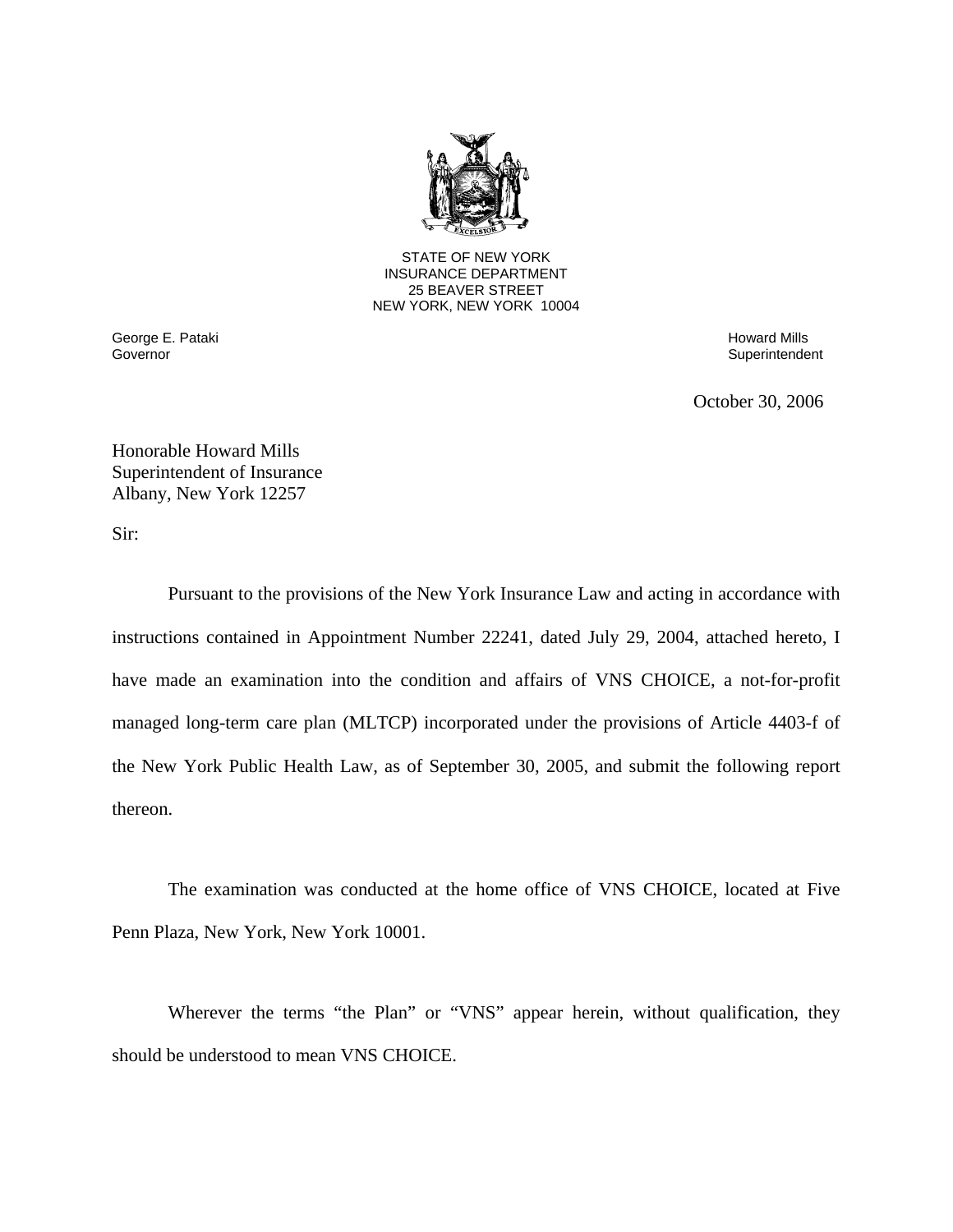STATE OF NEW YORK
INSURANCE DEPARTMENT
25 BEAVER STREET
NEW YORK, NEW YORK 10004

George E. Pataki
Governor

Howard Mills
Superintendent

October 30, 2006

Honorable Howard Mills
Superintendent of Insurance
Albany, New York 12257

Sir:

Pursuant to the provisions of the New York Insurance Law and acting in accordance with instructions contained in Appointment Number 22241, dated July 29, 2004, attached hereto, I have made an examination into the condition and affairs of VNS CHOICE, a not-for-profit managed long-term care plan (MLTCP) incorporated under the provisions of Article 4403-f of the New York Public Health Law, as of September 30, 2005, and submit the following report thereon.

The examination was conducted at the home office of VNS CHOICE, located at Five Penn Plaza, New York, New York 10001.

Wherever the terms "the Plan" or "VNS" appear herein, without qualification, they should be understood to mean VNS CHOICE.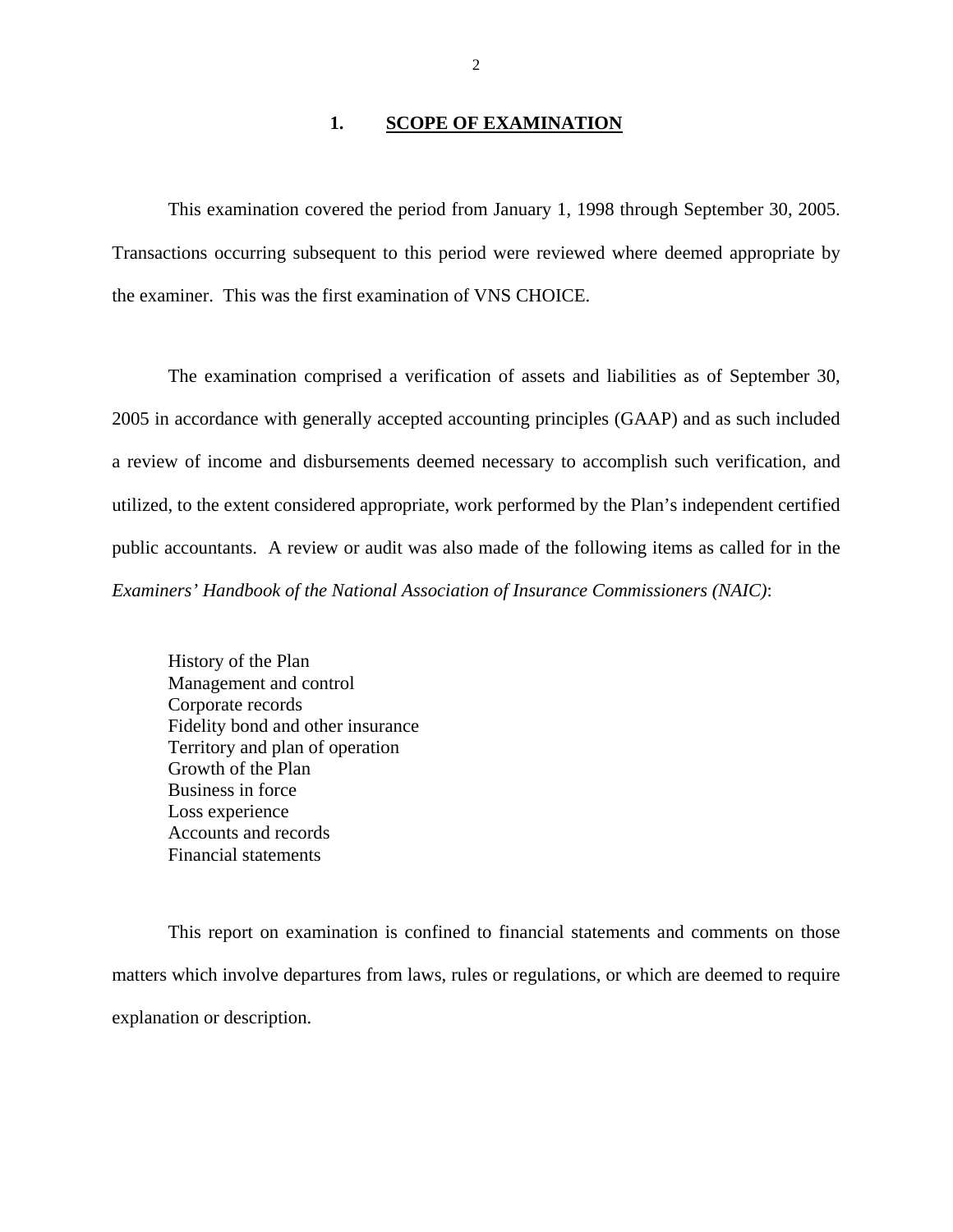## 1. SCOPE OF EXAMINATION

This examination covered the period from January 1, 1998 through September 30, 2005. Transactions occurring subsequent to this period were reviewed where deemed appropriate by the examiner. This was the first examination of VNS CHOICE.

The examination comprised a verification of assets and liabilities as of September 30, 2005 in accordance with generally accepted accounting principles (GAAP) and as such included a review of income and disbursements deemed necessary to accomplish such verification, and utilized, to the extent considered appropriate, work performed by the Plan's independent certified public accountants. A review or audit was also made of the following items as called for in the *Examiners' Handbook of the National Association of Insurance Commissioners (NAIC)*:

- History of the Plan
- Management and control
- Corporate records
- Fidelity bond and other insurance
- Territory and plan of operation
- Growth of the Plan
- Business in force
- Loss experience
- Accounts and records
- Financial statements

This report on examination is confined to financial statements and comments on those matters which involve departures from laws, rules or regulations, or which are deemed to require explanation or description.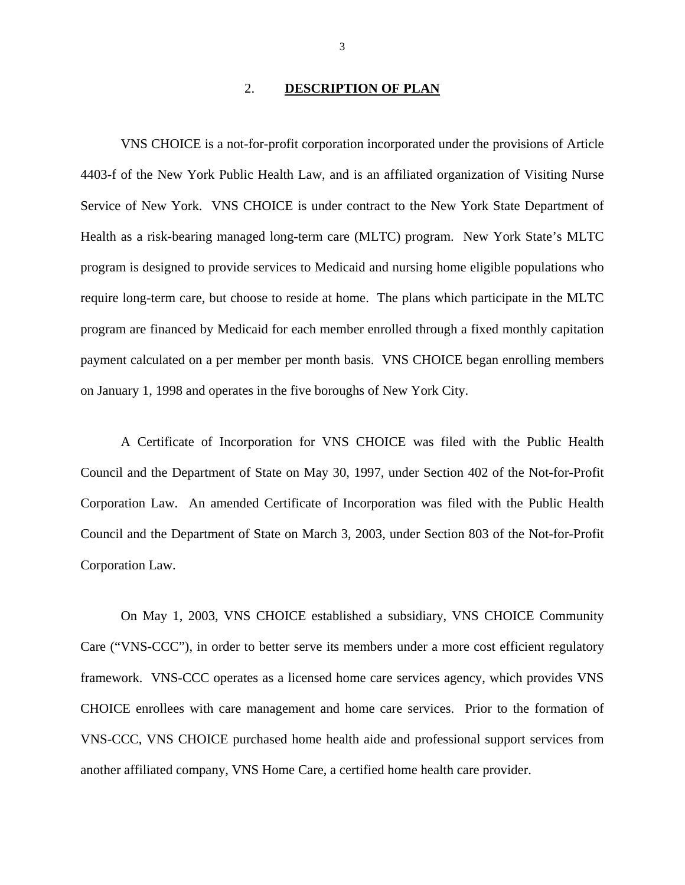## 2. DESCRIPTION OF PLAN

VNS CHOICE is a not-for-profit corporation incorporated under the provisions of Article 4403-f of the New York Public Health Law, and is an affiliated organization of Visiting Nurse Service of New York. VNS CHOICE is under contract to the New York State Department of Health as a risk-bearing managed long-term care (MLTC) program. New York State's MLTC program is designed to provide services to Medicaid and nursing home eligible populations who require long-term care, but choose to reside at home. The plans which participate in the MLTC program are financed by Medicaid for each member enrolled through a fixed monthly capitation payment calculated on a per member per month basis. VNS CHOICE began enrolling members on January 1, 1998 and operates in the five boroughs of New York City.

A Certificate of Incorporation for VNS CHOICE was filed with the Public Health Council and the Department of State on May 30, 1997, under Section 402 of the Not-for-Profit Corporation Law. An amended Certificate of Incorporation was filed with the Public Health Council and the Department of State on March 3, 2003, under Section 803 of the Not-for-Profit Corporation Law.

On May 1, 2003, VNS CHOICE established a subsidiary, VNS CHOICE Community Care ("VNS-CCC"), in order to better serve its members under a more cost efficient regulatory framework. VNS-CCC operates as a licensed home care services agency, which provides VNS CHOICE enrollees with care management and home care services. Prior to the formation of VNS-CCC, VNS CHOICE purchased home health aide and professional support services from another affiliated company, VNS Home Care, a certified home health care provider.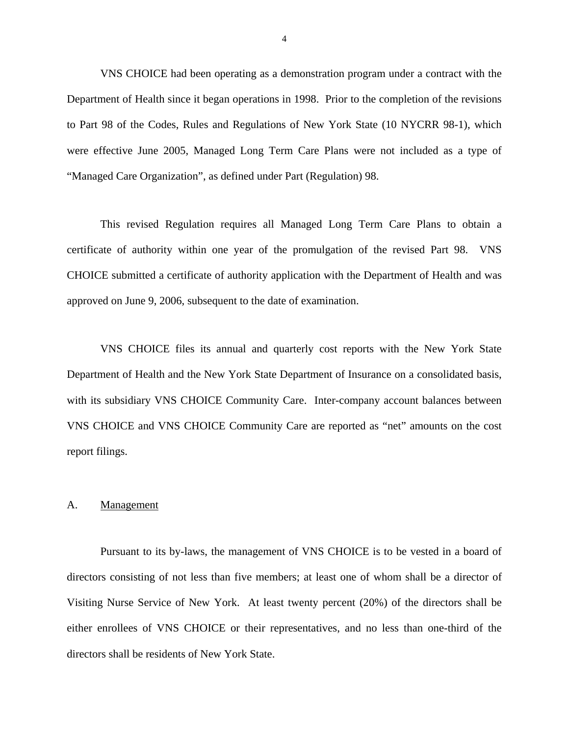VNS CHOICE had been operating as a demonstration program under a contract with the Department of Health since it began operations in 1998. Prior to the completion of the revisions to Part 98 of the Codes, Rules and Regulations of New York State (10 NYCRR 98-1), which were effective June 2005, Managed Long Term Care Plans were not included as a type of "Managed Care Organization", as defined under Part (Regulation) 98.

This revised Regulation requires all Managed Long Term Care Plans to obtain a certificate of authority within one year of the promulgation of the revised Part 98. VNS CHOICE submitted a certificate of authority application with the Department of Health and was approved on June 9, 2006, subsequent to the date of examination.

VNS CHOICE files its annual and quarterly cost reports with the New York State Department of Health and the New York State Department of Insurance on a consolidated basis, with its subsidiary VNS CHOICE Community Care. Inter-company account balances between VNS CHOICE and VNS CHOICE Community Care are reported as "net" amounts on the cost report filings.

## A. Management

Pursuant to its by-laws, the management of VNS CHOICE is to be vested in a board of directors consisting of not less than five members; at least one of whom shall be a director of Visiting Nurse Service of New York. At least twenty percent (20%) of the directors shall be either enrollees of VNS CHOICE or their representatives, and no less than one-third of the directors shall be residents of New York State.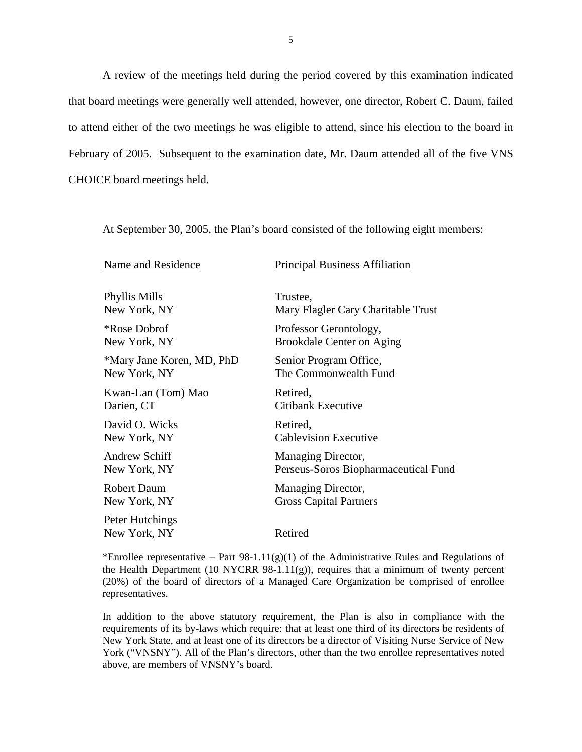A review of the meetings held during the period covered by this examination indicated that board meetings were generally well attended, however, one director, Robert C. Daum, failed to attend either of the two meetings he was eligible to attend, since his election to the board in February of 2005. Subsequent to the examination date, Mr. Daum attended all of the five VNS CHOICE board meetings held.

At September 30, 2005, the Plan's board consisted of the following eight members:

| Name and Residence | Principal Business Affiliation |
|---|---|
| Phyllis Mills<br>New York, NY | Trustee,<br>Mary Flagler Cary Charitable Trust |
| *Rose Dobrof<br>New York, NY | Professor Gerontology,<br>Brookdale Center on Aging |
| *Mary Jane Koren, MD, PhD<br>New York, NY | Senior Program Office,<br>The Commonwealth Fund |
| Kwan-Lan (Tom) Mao<br>Darien, CT | Retired,<br>Citibank Executive |
| David O. Wicks<br>New York, NY | Retired,<br>Cablevision Executive |
| Andrew Schiff<br>New York, NY | Managing Director,<br>Perseus-Soros Biopharmaceutical Fund |
| Robert Daum<br>New York, NY | Managing Director,<br>Gross Capital Partners |
| Peter Hutchings<br>New York, NY | Retired |

*Enrollee representative – Part 98-1.11(g)(1) of the Administrative Rules and Regulations of the Health Department (10 NYCRR 98-1.11(g)), requires that a minimum of twenty percent (20%) of the board of directors of a Managed Care Organization be comprised of enrollee representatives.

In addition to the above statutory requirement, the Plan is also in compliance with the requirements of its by-laws which require: that at least one third of its directors be residents of New York State, and at least one of its directors be a director of Visiting Nurse Service of New York ("VNSNY"). All of the Plan's directors, other than the two enrollee representatives noted above, are members of VNSNY's board.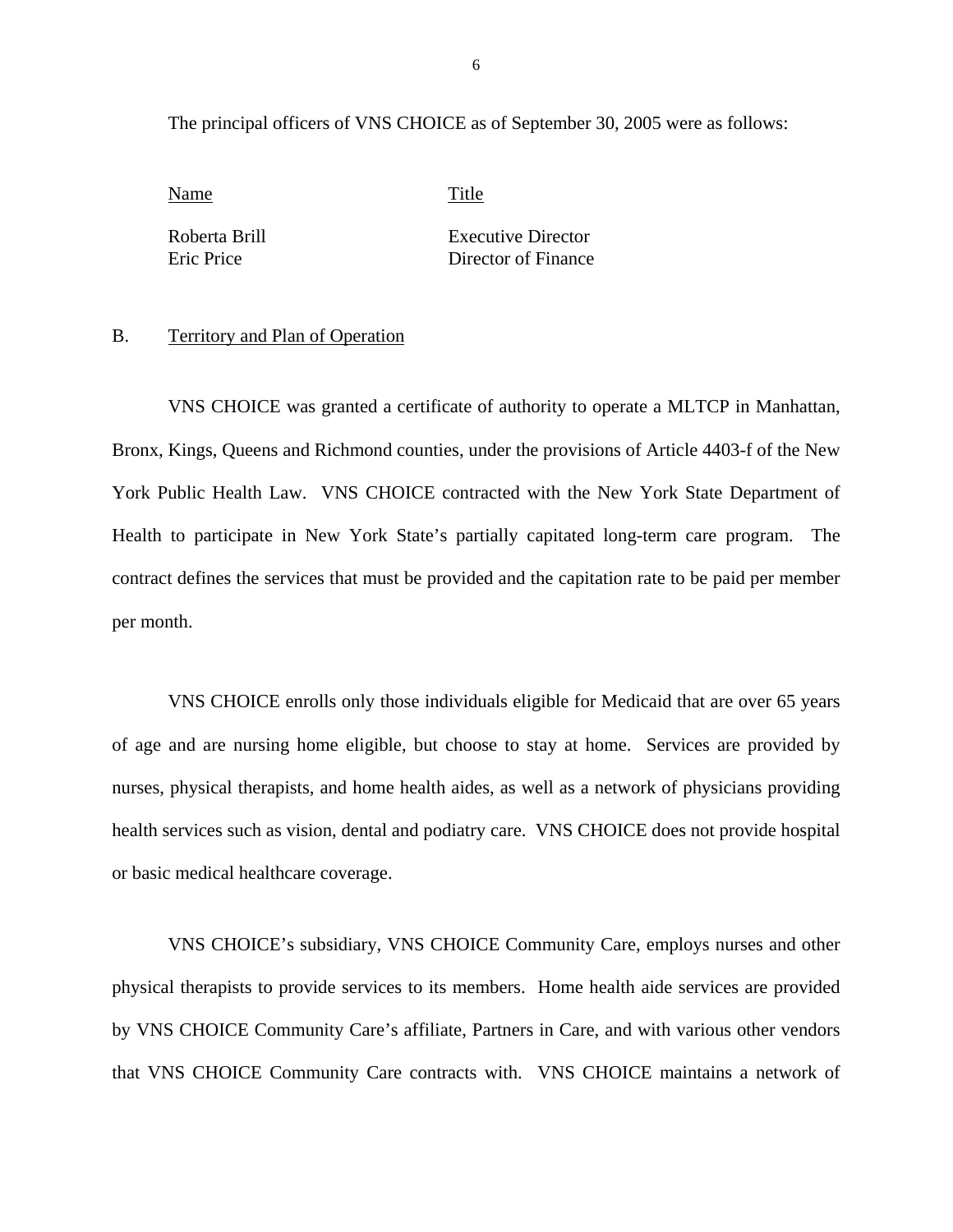The principal officers of VNS CHOICE as of September 30, 2005 were as follows:

| Name | Title |
|---|---|
| Roberta Brill | Executive Director |
| Eric Price | Director of Finance |

## B. Territory and Plan of Operation

VNS CHOICE was granted a certificate of authority to operate a MLTCP in Manhattan, Bronx, Kings, Queens and Richmond counties, under the provisions of Article 4403-f of the New York Public Health Law. VNS CHOICE contracted with the New York State Department of Health to participate in New York State's partially capitated long-term care program. The contract defines the services that must be provided and the capitation rate to be paid per member per month.

VNS CHOICE enrolls only those individuals eligible for Medicaid that are over 65 years of age and are nursing home eligible, but choose to stay at home. Services are provided by nurses, physical therapists, and home health aides, as well as a network of physicians providing health services such as vision, dental and podiatry care. VNS CHOICE does not provide hospital or basic medical healthcare coverage.

VNS CHOICE's subsidiary, VNS CHOICE Community Care, employs nurses and other physical therapists to provide services to its members. Home health aide services are provided by VNS CHOICE Community Care's affiliate, Partners in Care, and with various other vendors that VNS CHOICE Community Care contracts with. VNS CHOICE maintains a network of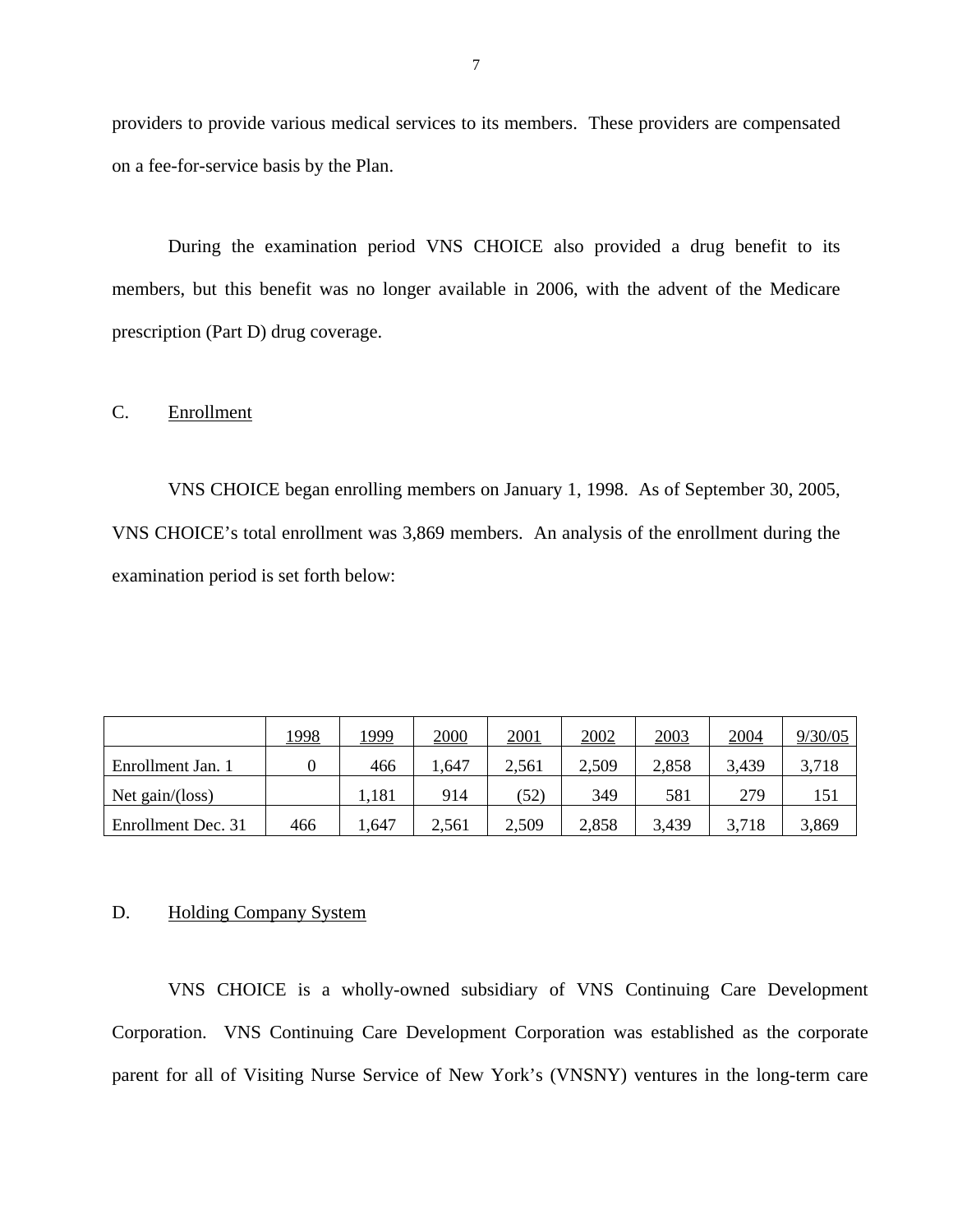providers to provide various medical services to its members. These providers are compensated on a fee-for-service basis by the Plan.

During the examination period VNS CHOICE also provided a drug benefit to its members, but this benefit was no longer available in 2006, with the advent of the Medicare prescription (Part D) drug coverage.

## C. Enrollment

VNS CHOICE began enrolling members on January 1, 1998. As of September 30, 2005, VNS CHOICE's total enrollment was 3,869 members. An analysis of the enrollment during the examination period is set forth below:

| | 1998 | 1999 | 2000 | 2001 | 2002 | 2003 | 2004 | 9/30/05 |
|---|---|---|---|---|---|---|---|---|
| Enrollment Jan. 1 | 0 | 466 | 1,647 | 2,561 | 2,509 | 2,858 | 3,439 | 3,718 |
| Net gain/(loss) | | 1,181 | 914 | (52) | 349 | 581 | 279 | 151 |
| Enrollment Dec. 31 | 466 | 1,647 | 2,561 | 2,509 | 2,858 | 3,439 | 3,718 | 3,869 |

## D. Holding Company System

VNS CHOICE is a wholly-owned subsidiary of VNS Continuing Care Development Corporation. VNS Continuing Care Development Corporation was established as the corporate parent for all of Visiting Nurse Service of New York's (VNSNY) ventures in the long-term care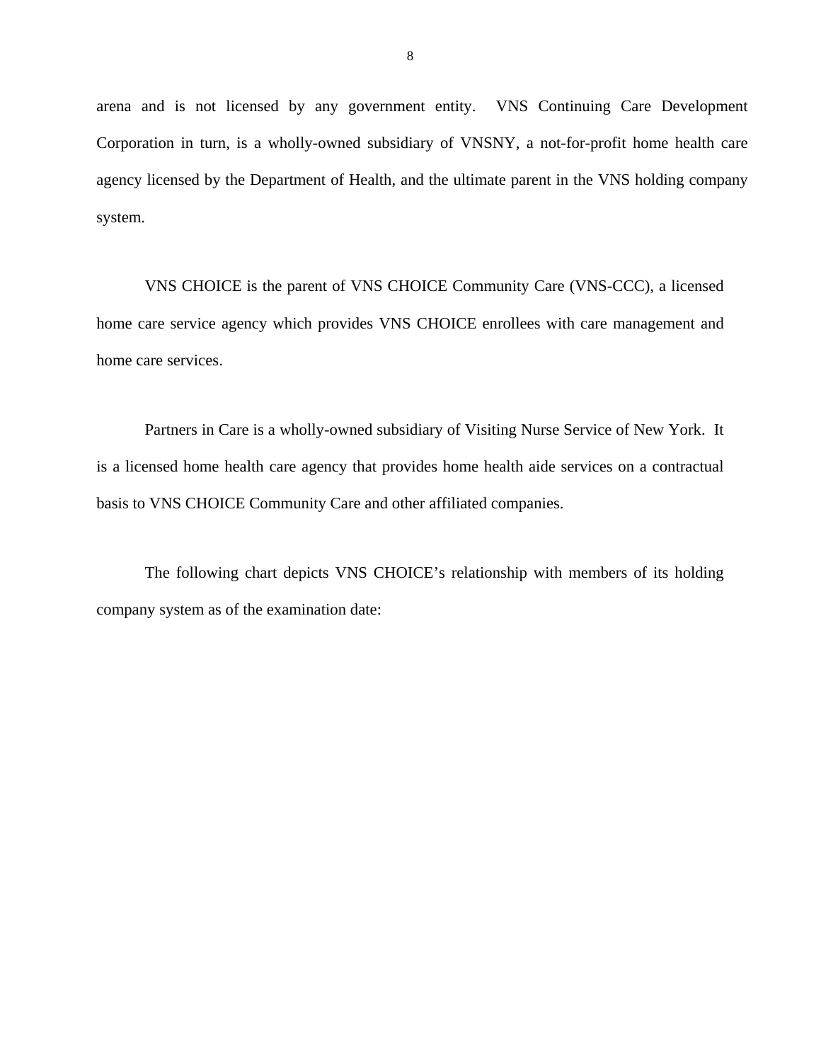arena and is not licensed by any government entity. VNS Continuing Care Development Corporation in turn, is a wholly-owned subsidiary of VNSNY, a not-for-profit home health care agency licensed by the Department of Health, and the ultimate parent in the VNS holding company system.

VNS CHOICE is the parent of VNS CHOICE Community Care (VNS-CCC), a licensed home care service agency which provides VNS CHOICE enrollees with care management and home care services.

Partners in Care is a wholly-owned subsidiary of Visiting Nurse Service of New York. It is a licensed home health care agency that provides home health aide services on a contractual basis to VNS CHOICE Community Care and other affiliated companies.

The following chart depicts VNS CHOICE's relationship with members of its holding company system as of the examination date: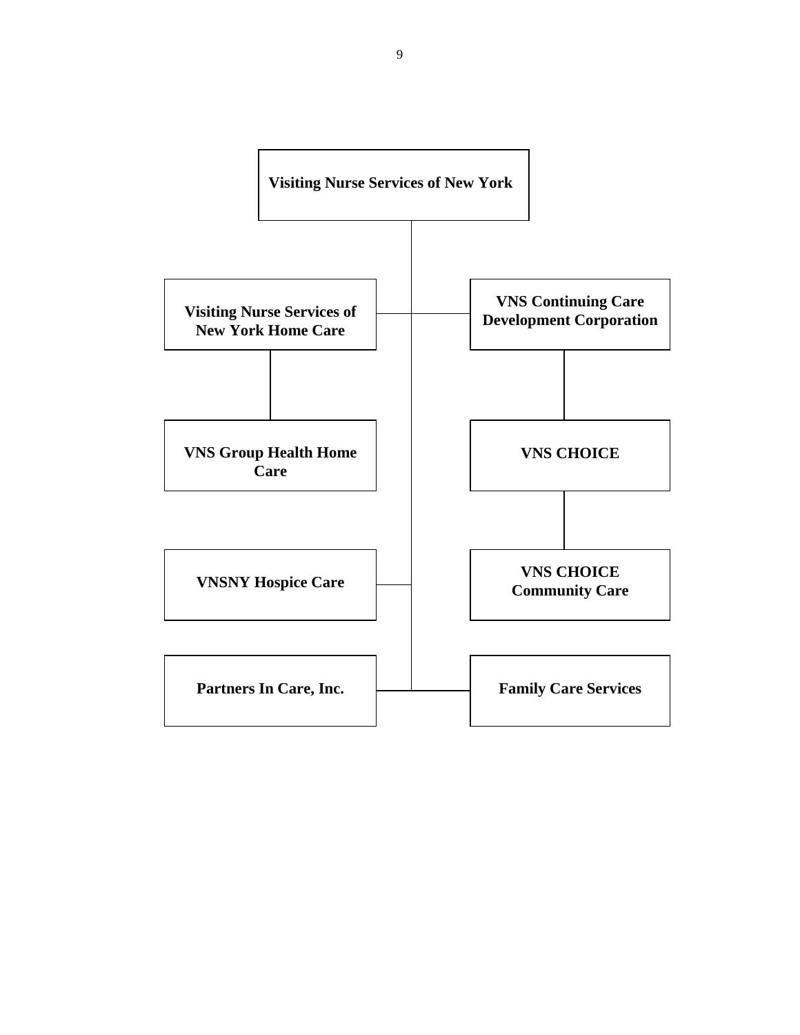**Visiting Nurse Services of New York**

- **Visiting Nurse Services of New York Home Care**
  - **VNS Group Health Home Care**
- **VNS Continuing Care Development Corporation**
  - **VNS CHOICE**
    - **VNS CHOICE Community Care**
- **VNSNY Hospice Care**
- **Partners In Care, Inc.**
- **Family Care Services**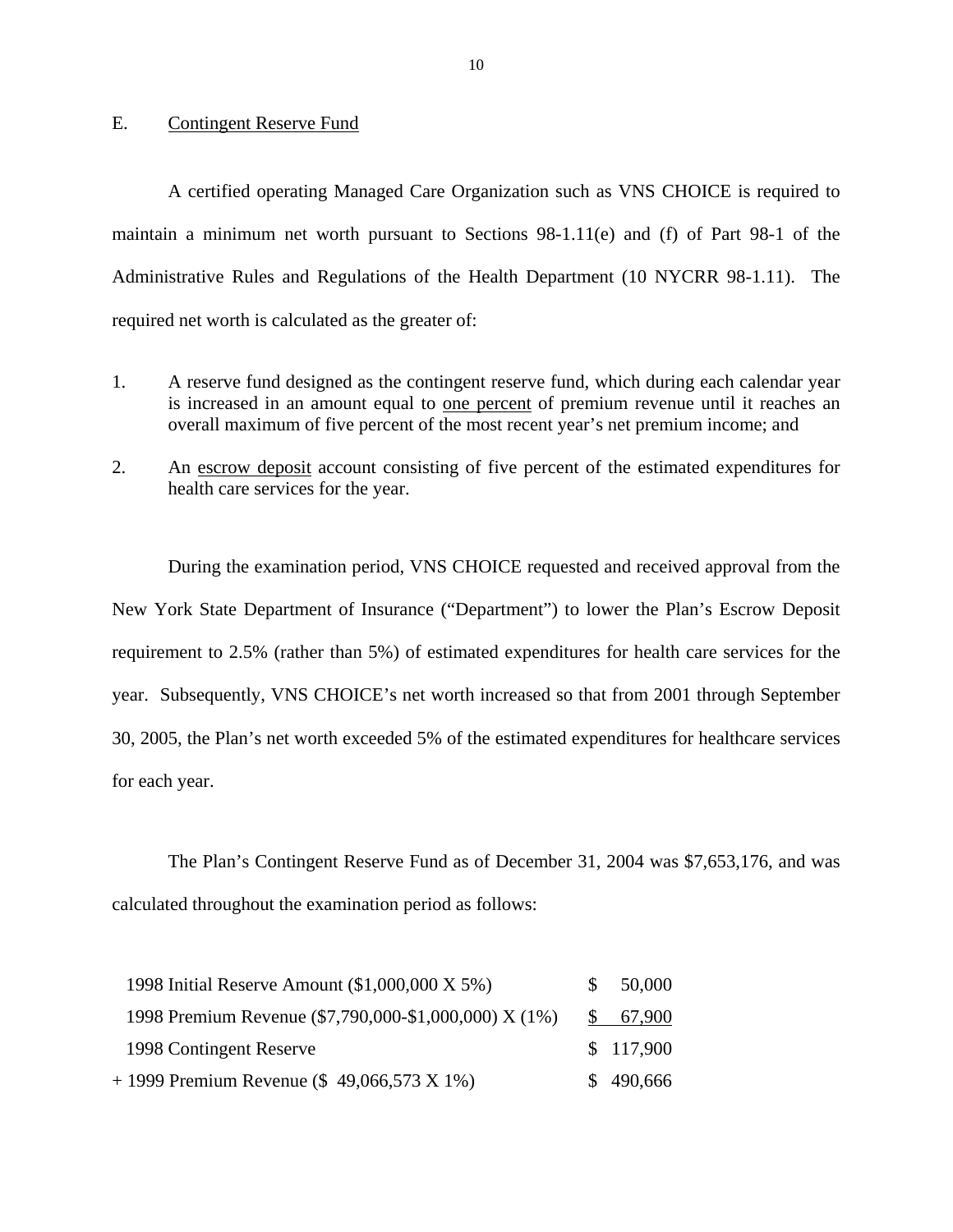## E. Contingent Reserve Fund

A certified operating Managed Care Organization such as VNS CHOICE is required to maintain a minimum net worth pursuant to Sections 98-1.11(e) and (f) of Part 98-1 of the Administrative Rules and Regulations of the Health Department (10 NYCRR 98-1.11). The required net worth is calculated as the greater of:

1. A reserve fund designed as the contingent reserve fund, which during each calendar year is increased in an amount equal to one percent of premium revenue until it reaches an overall maximum of five percent of the most recent year's net premium income; and
2. An escrow deposit account consisting of five percent of the estimated expenditures for health care services for the year.

During the examination period, VNS CHOICE requested and received approval from the New York State Department of Insurance ("Department") to lower the Plan's Escrow Deposit requirement to 2.5% (rather than 5%) of estimated expenditures for health care services for the year. Subsequently, VNS CHOICE's net worth increased so that from 2001 through September 30, 2005, the Plan's net worth exceeded 5% of the estimated expenditures for healthcare services for each year.

The Plan's Contingent Reserve Fund as of December 31, 2004 was $7,653,176, and was calculated throughout the examination period as follows:

| | |
|---|---|
| 1998 Initial Reserve Amount ($1,000,000 X 5%) | $ 50,000 |
| 1998 Premium Revenue ($7,790,000-$1,000,000) X (1%) | $ 67,900 |
| 1998 Contingent Reserve | $ 117,900 |
| + 1999 Premium Revenue ($ 49,066,573 X 1%) | $ 490,666 |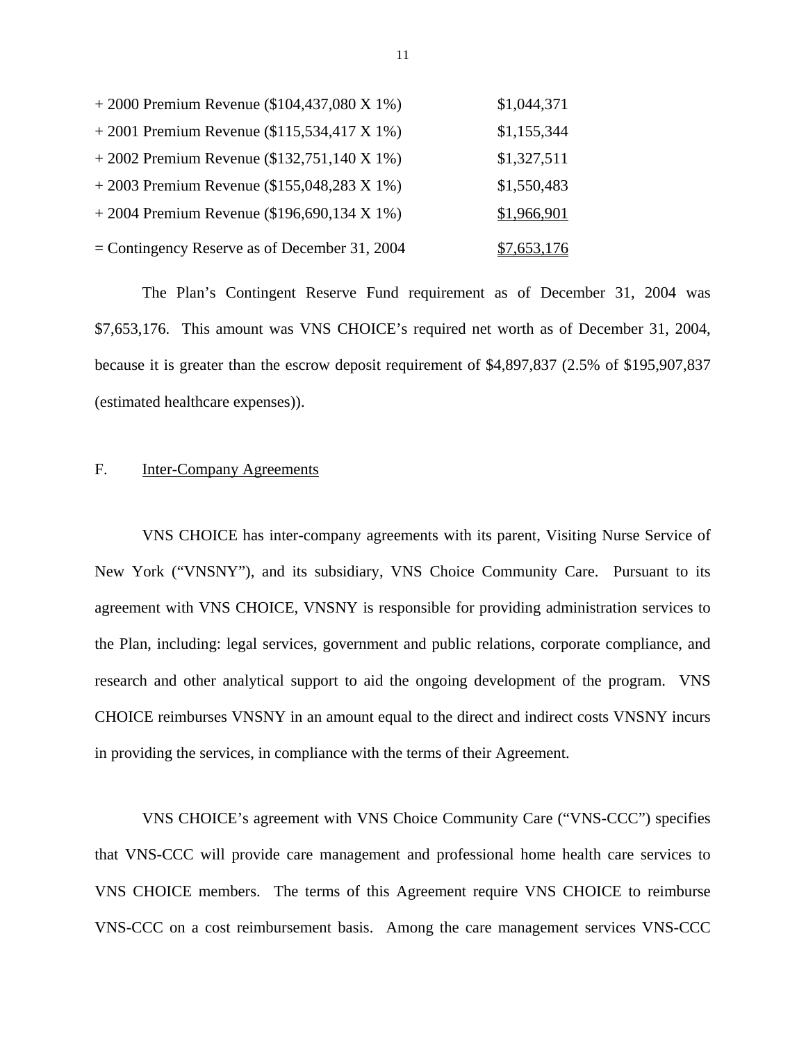| | |
|---|---|
| + 2000 Premium Revenue ($104,437,080 X 1%) | $1,044,371 |
| + 2001 Premium Revenue ($115,534,417 X 1%) | $1,155,344 |
| + 2002 Premium Revenue ($132,751,140 X 1%) | $1,327,511 |
| + 2003 Premium Revenue ($155,048,283 X 1%) | $1,550,483 |
| + 2004 Premium Revenue ($196,690,134 X 1%) | $1,966,901 |
| = Contingency Reserve as of December 31, 2004 | $7,653,176 |

The Plan's Contingent Reserve Fund requirement as of December 31, 2004 was $7,653,176. This amount was VNS CHOICE's required net worth as of December 31, 2004, because it is greater than the escrow deposit requirement of $4,897,837 (2.5% of $195,907,837 (estimated healthcare expenses)).

F. Inter-Company Agreements

VNS CHOICE has inter-company agreements with its parent, Visiting Nurse Service of New York ("VNSNY"), and its subsidiary, VNS Choice Community Care. Pursuant to its agreement with VNS CHOICE, VNSNY is responsible for providing administration services to the Plan, including: legal services, government and public relations, corporate compliance, and research and other analytical support to aid the ongoing development of the program. VNS CHOICE reimburses VNSNY in an amount equal to the direct and indirect costs VNSNY incurs in providing the services, in compliance with the terms of their Agreement.

VNS CHOICE's agreement with VNS Choice Community Care ("VNS-CCC") specifies that VNS-CCC will provide care management and professional home health care services to VNS CHOICE members. The terms of this Agreement require VNS CHOICE to reimburse VNS-CCC on a cost reimbursement basis. Among the care management services VNS-CCC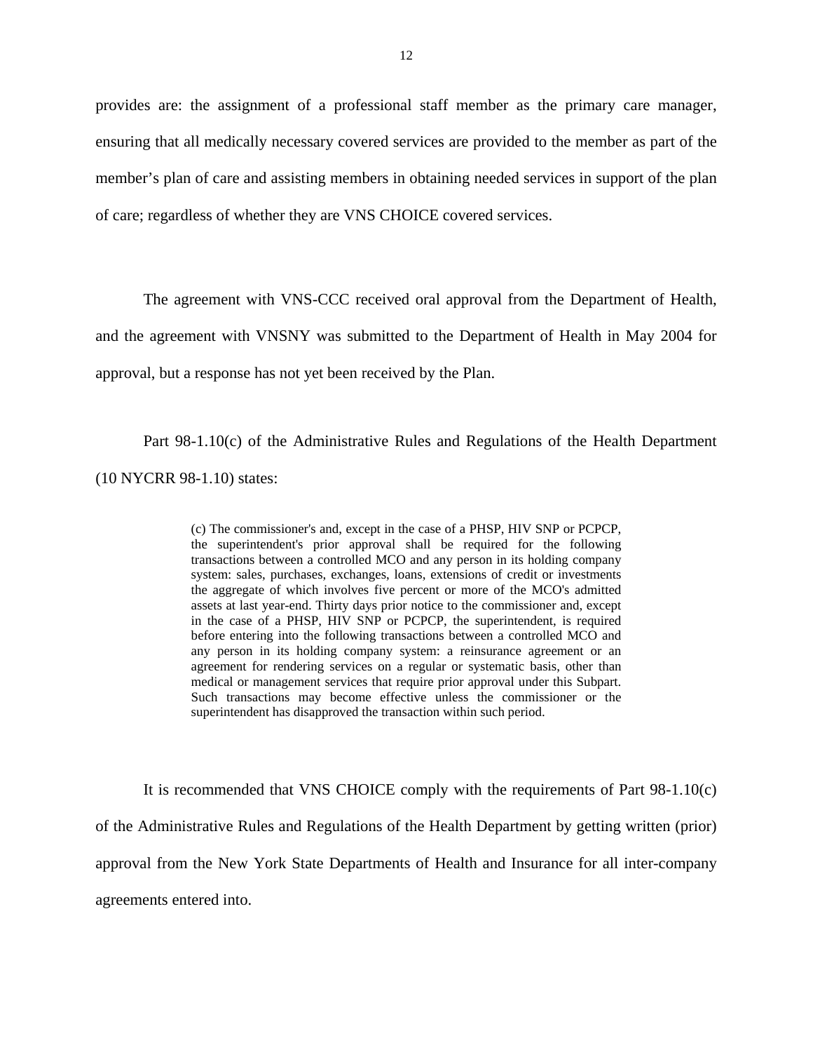provides are: the assignment of a professional staff member as the primary care manager, ensuring that all medically necessary covered services are provided to the member as part of the member's plan of care and assisting members in obtaining needed services in support of the plan of care; regardless of whether they are VNS CHOICE covered services.

The agreement with VNS-CCC received oral approval from the Department of Health, and the agreement with VNSNY was submitted to the Department of Health in May 2004 for approval, but a response has not yet been received by the Plan.

Part 98-1.10(c) of the Administrative Rules and Regulations of the Health Department (10 NYCRR 98-1.10) states:

> (c) The commissioner's and, except in the case of a PHSP, HIV SNP or PCPCP, the superintendent's prior approval shall be required for the following transactions between a controlled MCO and any person in its holding company system: sales, purchases, exchanges, loans, extensions of credit or investments the aggregate of which involves five percent or more of the MCO's admitted assets at last year-end. Thirty days prior notice to the commissioner and, except in the case of a PHSP, HIV SNP or PCPCP, the superintendent, is required before entering into the following transactions between a controlled MCO and any person in its holding company system: a reinsurance agreement or an agreement for rendering services on a regular or systematic basis, other than medical or management services that require prior approval under this Subpart. Such transactions may become effective unless the commissioner or the superintendent has disapproved the transaction within such period.

It is recommended that VNS CHOICE comply with the requirements of Part 98-1.10(c) of the Administrative Rules and Regulations of the Health Department by getting written (prior) approval from the New York State Departments of Health and Insurance for all inter-company agreements entered into.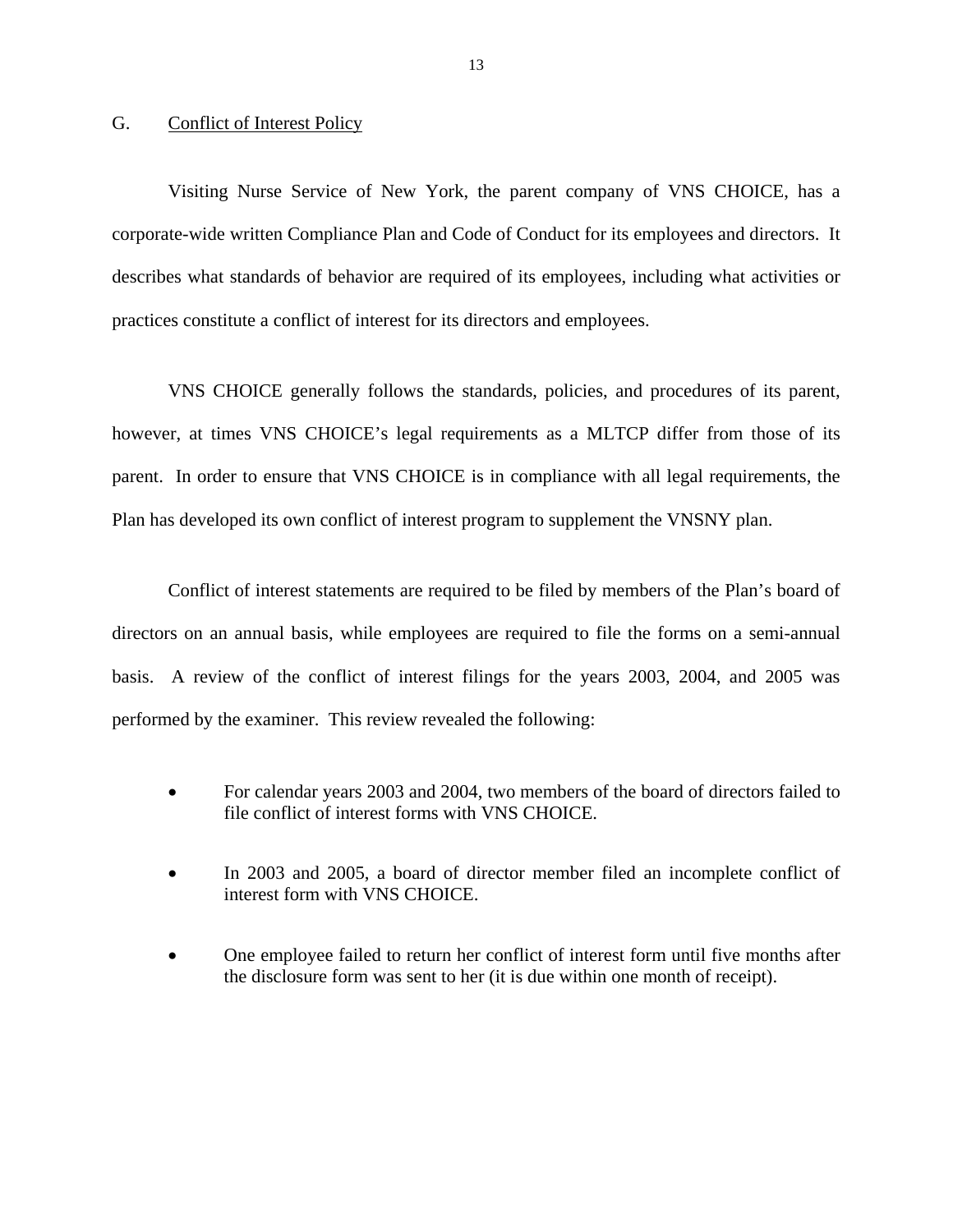## G. Conflict of Interest Policy

Visiting Nurse Service of New York, the parent company of VNS CHOICE, has a corporate-wide written Compliance Plan and Code of Conduct for its employees and directors. It describes what standards of behavior are required of its employees, including what activities or practices constitute a conflict of interest for its directors and employees.

VNS CHOICE generally follows the standards, policies, and procedures of its parent, however, at times VNS CHOICE's legal requirements as a MLTCP differ from those of its parent. In order to ensure that VNS CHOICE is in compliance with all legal requirements, the Plan has developed its own conflict of interest program to supplement the VNSNY plan.

Conflict of interest statements are required to be filed by members of the Plan's board of directors on an annual basis, while employees are required to file the forms on a semi-annual basis. A review of the conflict of interest filings for the years 2003, 2004, and 2005 was performed by the examiner. This review revealed the following:

- For calendar years 2003 and 2004, two members of the board of directors failed to file conflict of interest forms with VNS CHOICE.
- In 2003 and 2005, a board of director member filed an incomplete conflict of interest form with VNS CHOICE.
- One employee failed to return her conflict of interest form until five months after the disclosure form was sent to her (it is due within one month of receipt).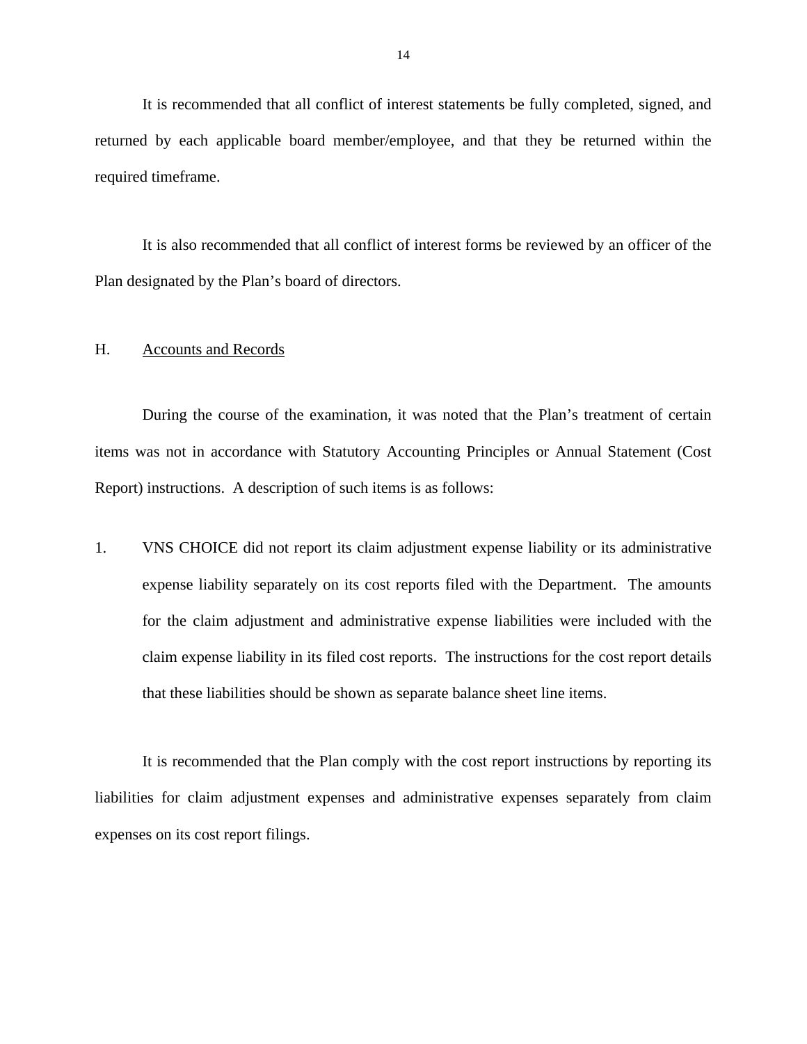It is recommended that all conflict of interest statements be fully completed, signed, and returned by each applicable board member/employee, and that they be returned within the required timeframe.

It is also recommended that all conflict of interest forms be reviewed by an officer of the Plan designated by the Plan's board of directors.

## H. Accounts and Records

During the course of the examination, it was noted that the Plan's treatment of certain items was not in accordance with Statutory Accounting Principles or Annual Statement (Cost Report) instructions. A description of such items is as follows:

1. VNS CHOICE did not report its claim adjustment expense liability or its administrative expense liability separately on its cost reports filed with the Department. The amounts for the claim adjustment and administrative expense liabilities were included with the claim expense liability in its filed cost reports. The instructions for the cost report details that these liabilities should be shown as separate balance sheet line items.

It is recommended that the Plan comply with the cost report instructions by reporting its liabilities for claim adjustment expenses and administrative expenses separately from claim expenses on its cost report filings.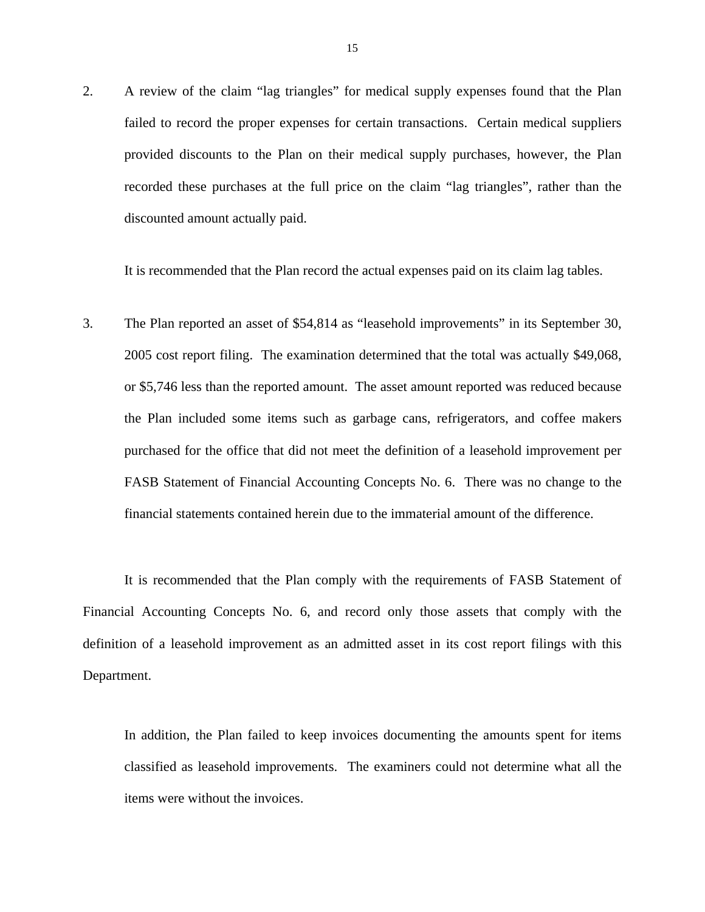2. A review of the claim "lag triangles" for medical supply expenses found that the Plan failed to record the proper expenses for certain transactions. Certain medical suppliers provided discounts to the Plan on their medical supply purchases, however, the Plan recorded these purchases at the full price on the claim "lag triangles", rather than the discounted amount actually paid.

   It is recommended that the Plan record the actual expenses paid on its claim lag tables.

3. The Plan reported an asset of $54,814 as "leasehold improvements" in its September 30, 2005 cost report filing. The examination determined that the total was actually $49,068, or $5,746 less than the reported amount. The asset amount reported was reduced because the Plan included some items such as garbage cans, refrigerators, and coffee makers purchased for the office that did not meet the definition of a leasehold improvement per FASB Statement of Financial Accounting Concepts No. 6. There was no change to the financial statements contained herein due to the immaterial amount of the difference.

It is recommended that the Plan comply with the requirements of FASB Statement of Financial Accounting Concepts No. 6, and record only those assets that comply with the definition of a leasehold improvement as an admitted asset in its cost report filings with this Department.

In addition, the Plan failed to keep invoices documenting the amounts spent for items classified as leasehold improvements. The examiners could not determine what all the items were without the invoices.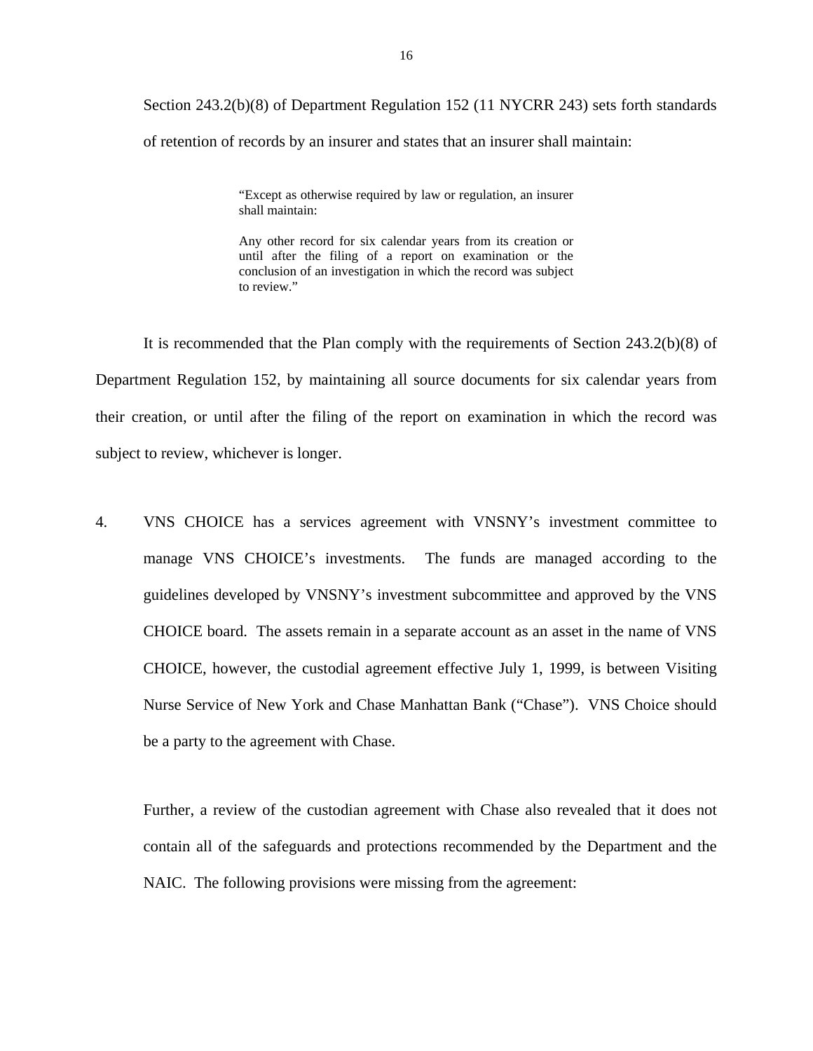Section 243.2(b)(8) of Department Regulation 152 (11 NYCRR 243) sets forth standards of retention of records by an insurer and states that an insurer shall maintain:

> "Except as otherwise required by law or regulation, an insurer shall maintain:
>
> Any other record for six calendar years from its creation or until after the filing of a report on examination or the conclusion of an investigation in which the record was subject to review."

It is recommended that the Plan comply with the requirements of Section 243.2(b)(8) of Department Regulation 152, by maintaining all source documents for six calendar years from their creation, or until after the filing of the report on examination in which the record was subject to review, whichever is longer.

4. VNS CHOICE has a services agreement with VNSNY's investment committee to manage VNS CHOICE's investments. The funds are managed according to the guidelines developed by VNSNY's investment subcommittee and approved by the VNS CHOICE board. The assets remain in a separate account as an asset in the name of VNS CHOICE, however, the custodial agreement effective July 1, 1999, is between Visiting Nurse Service of New York and Chase Manhattan Bank ("Chase"). VNS Choice should be a party to the agreement with Chase.

   Further, a review of the custodian agreement with Chase also revealed that it does not contain all of the safeguards and protections recommended by the Department and the NAIC. The following provisions were missing from the agreement: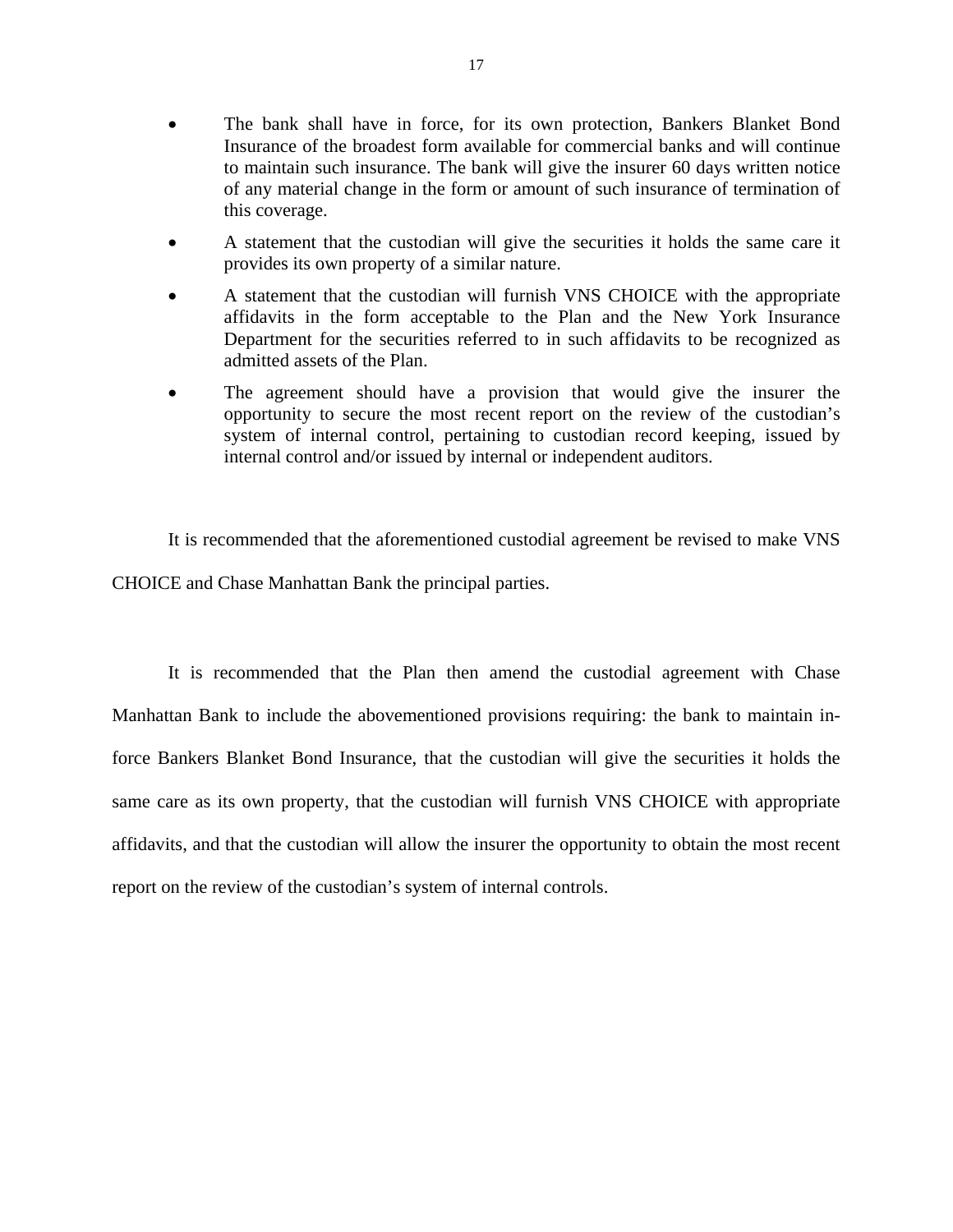- The bank shall have in force, for its own protection, Bankers Blanket Bond Insurance of the broadest form available for commercial banks and will continue to maintain such insurance. The bank will give the insurer 60 days written notice of any material change in the form or amount of such insurance of termination of this coverage.
- A statement that the custodian will give the securities it holds the same care it provides its own property of a similar nature.
- A statement that the custodian will furnish VNS CHOICE with the appropriate affidavits in the form acceptable to the Plan and the New York Insurance Department for the securities referred to in such affidavits to be recognized as admitted assets of the Plan.
- The agreement should have a provision that would give the insurer the opportunity to secure the most recent report on the review of the custodian's system of internal control, pertaining to custodian record keeping, issued by internal control and/or issued by internal or independent auditors.

It is recommended that the aforementioned custodial agreement be revised to make VNS CHOICE and Chase Manhattan Bank the principal parties.

It is recommended that the Plan then amend the custodial agreement with Chase Manhattan Bank to include the abovementioned provisions requiring: the bank to maintain in-force Bankers Blanket Bond Insurance, that the custodian will give the securities it holds the same care as its own property, that the custodian will furnish VNS CHOICE with appropriate affidavits, and that the custodian will allow the insurer the opportunity to obtain the most recent report on the review of the custodian's system of internal controls.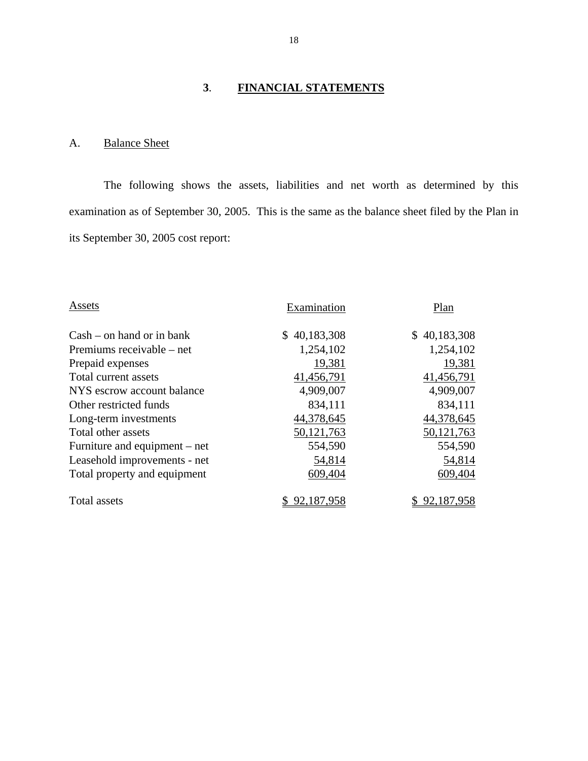## 3. FINANCIAL STATEMENTS

### A. Balance Sheet

The following shows the assets, liabilities and net worth as determined by this examination as of September 30, 2005. This is the same as the balance sheet filed by the Plan in its September 30, 2005 cost report:

| Assets | Examination | Plan |
|---|---|---|
| Cash – on hand or in bank | $ 40,183,308 | $ 40,183,308 |
| Premiums receivable – net | 1,254,102 | 1,254,102 |
| Prepaid expenses | 19,381 | 19,381 |
| Total current assets | 41,456,791 | 41,456,791 |
| NYS escrow account balance | 4,909,007 | 4,909,007 |
| Other restricted funds | 834,111 | 834,111 |
| Long-term investments | 44,378,645 | 44,378,645 |
| Total other assets | 50,121,763 | 50,121,763 |
| Furniture and equipment – net | 554,590 | 554,590 |
| Leasehold improvements - net | 54,814 | 54,814 |
| Total property and equipment | 609,404 | 609,404 |
| Total assets | $ 92,187,958 | $ 92,187,958 |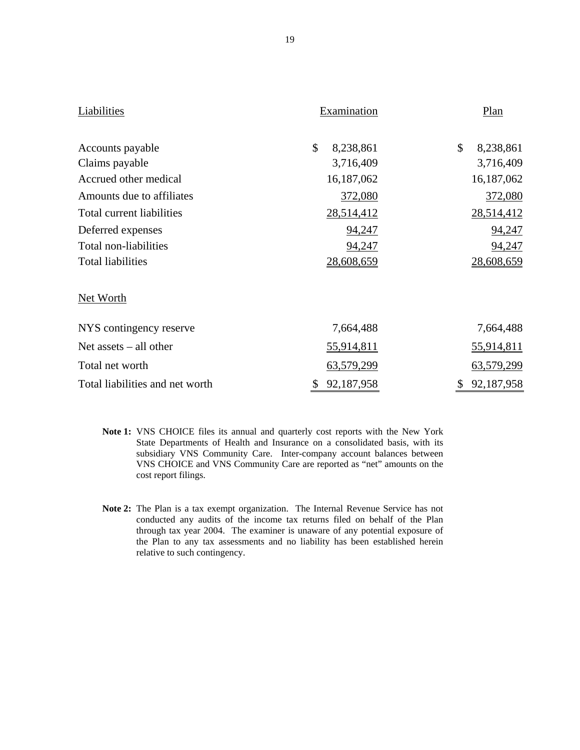| Liabilities | Examination | Plan |
| --- | --- | --- |
| Accounts payable | $ 8,238,861 | $ 8,238,861 |
| Claims payable | 3,716,409 | 3,716,409 |
| Accrued other medical | 16,187,062 | 16,187,062 |
| Amounts due to affiliates | 372,080 | 372,080 |
| Total current liabilities | 28,514,412 | 28,514,412 |
| Deferred expenses | 94,247 | 94,247 |
| Total non-liabilities | 94,247 | 94,247 |
| Total liabilities | 28,608,659 | 28,608,659 |
| | | |
| Net Worth | | |
| | | |
| NYS contingency reserve | 7,664,488 | 7,664,488 |
| Net assets – all other | 55,914,811 | 55,914,811 |
| Total net worth | 63,579,299 | 63,579,299 |
| Total liabilities and net worth | $ 92,187,958 | $ 92,187,958 |

**Note 1:** VNS CHOICE files its annual and quarterly cost reports with the New York State Departments of Health and Insurance on a consolidated basis, with its subsidiary VNS Community Care. Inter-company account balances between VNS CHOICE and VNS Community Care are reported as "net" amounts on the cost report filings.

**Note 2:** The Plan is a tax exempt organization. The Internal Revenue Service has not conducted any audits of the income tax returns filed on behalf of the Plan through tax year 2004. The examiner is unaware of any potential exposure of the Plan to any tax assessments and no liability has been established herein relative to such contingency.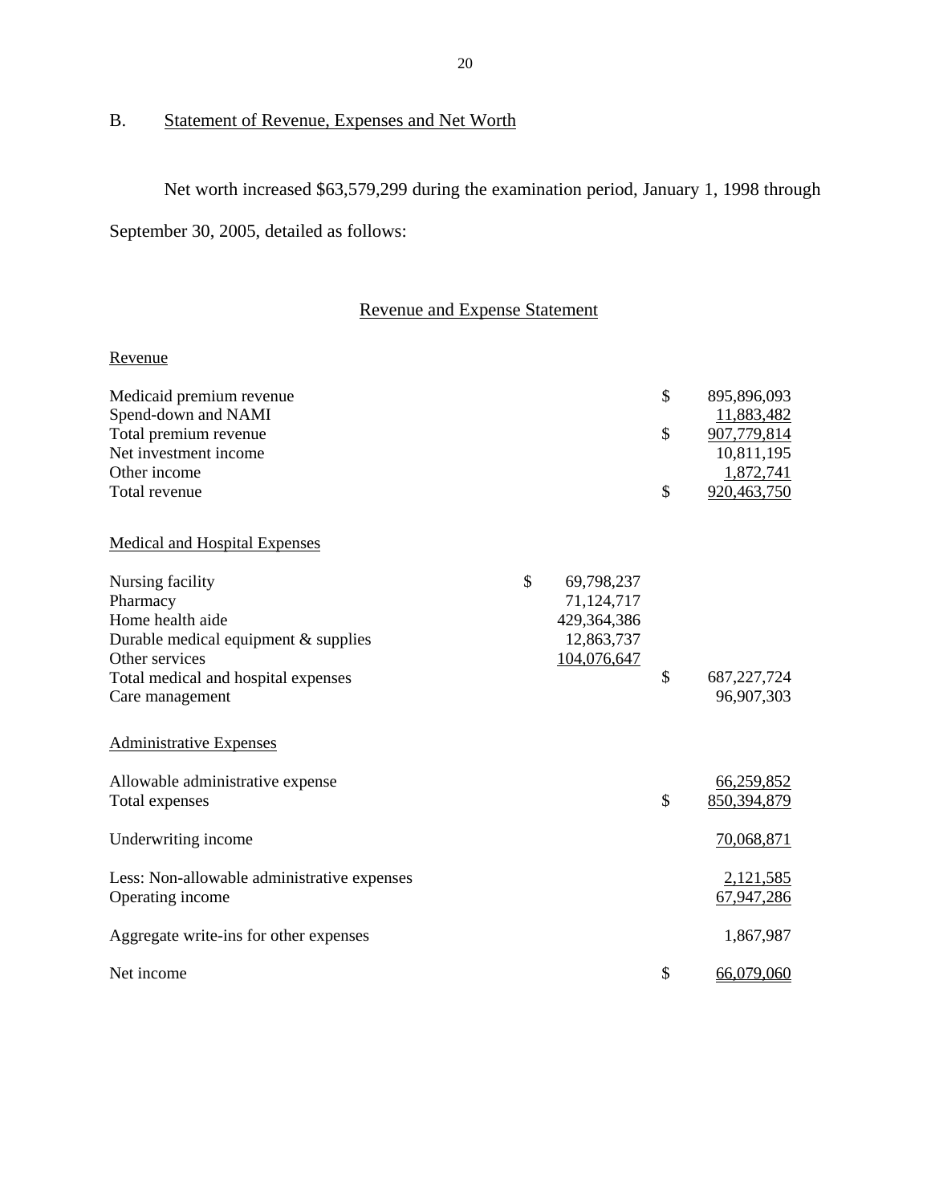## B. Statement of Revenue, Expenses and Net Worth

Net worth increased $63,579,299 during the examination period, January 1, 1998 through September 30, 2005, detailed as follows:

### Revenue and Expense Statement

| | | |
|---|---|---|
| **Revenue** | | |
| Medicaid premium revenue | | $ 895,896,093 |
| Spend-down and NAMI | | 11,883,482 |
| Total premium revenue | | $ 907,779,814 |
| Net investment income | | 10,811,195 |
| Other income | | 1,872,741 |
| Total revenue | | $ 920,463,750 |
| **Medical and Hospital Expenses** | | |
| Nursing facility | $ 69,798,237 | |
| Pharmacy | 71,124,717 | |
| Home health aide | 429,364,386 | |
| Durable medical equipment & supplies | 12,863,737 | |
| Other services | 104,076,647 | |
| Total medical and hospital expenses | | $ 687,227,724 |
| Care management | | 96,907,303 |
| **Administrative Expenses** | | |
| Allowable administrative expense | | 66,259,852 |
| Total expenses | | $ 850,394,879 |
| Underwriting income | | 70,068,871 |
| Less: Non-allowable administrative expenses | | 2,121,585 |
| Operating income | | 67,947,286 |
| Aggregate write-ins for other expenses | | 1,867,987 |
| Net income | | $ 66,079,060 |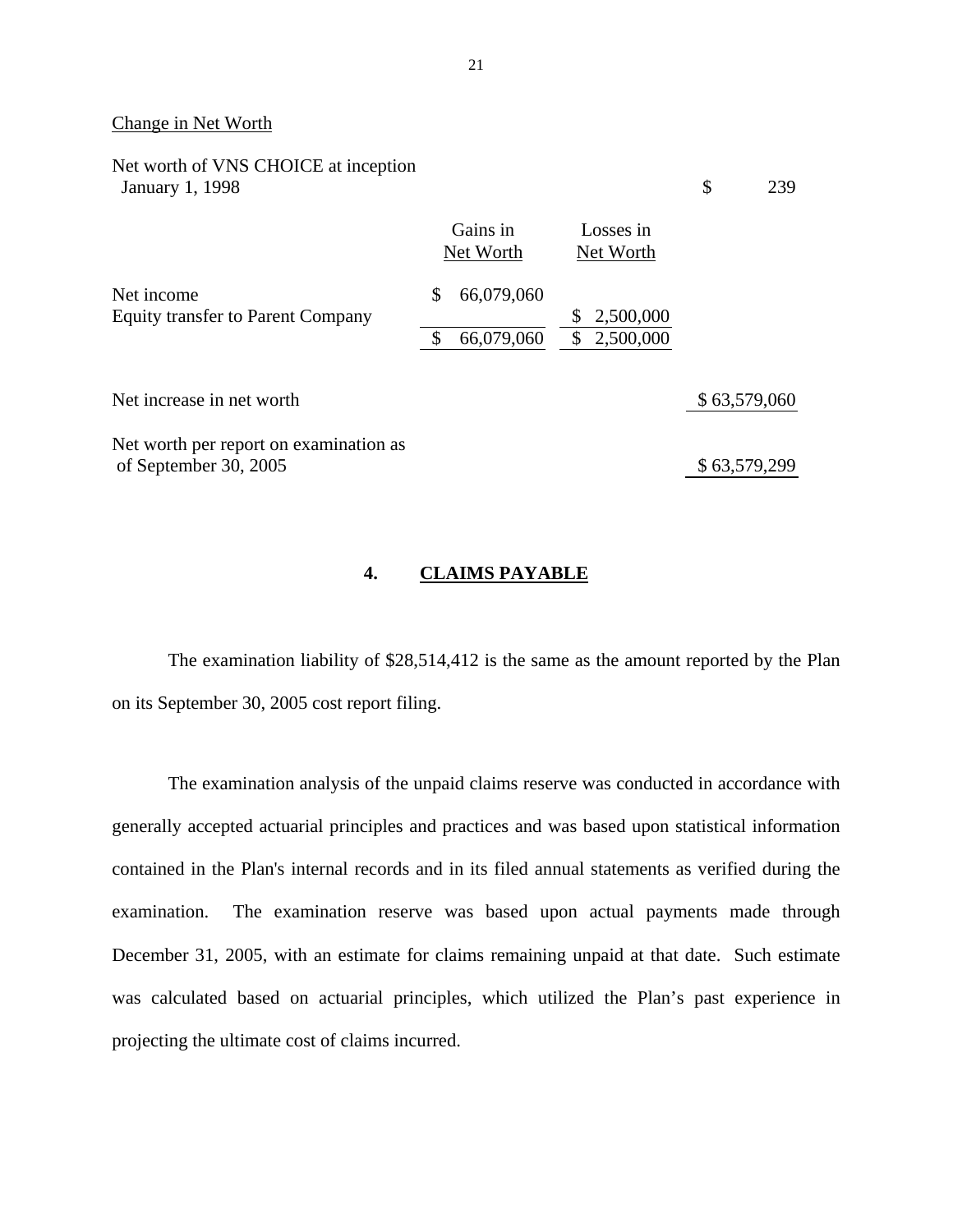Change in Net Worth

| | Gains in Net Worth | Losses in Net Worth | |
|---|---|---|---|
| Net worth of VNS CHOICE at inception January 1, 1998 | | | $ 239 |
| Net income | $ 66,079,060 | | |
| Equity transfer to Parent Company | | $ 2,500,000 | |
| | $ 66,079,060 | $ 2,500,000 | |
| Net increase in net worth | | | $ 63,579,060 |
| Net worth per report on examination as of September 30, 2005 | | | $ 63,579,299 |

## 4. CLAIMS PAYABLE

The examination liability of $28,514,412 is the same as the amount reported by the Plan on its September 30, 2005 cost report filing.

The examination analysis of the unpaid claims reserve was conducted in accordance with generally accepted actuarial principles and practices and was based upon statistical information contained in the Plan's internal records and in its filed annual statements as verified during the examination. The examination reserve was based upon actual payments made through December 31, 2005, with an estimate for claims remaining unpaid at that date. Such estimate was calculated based on actuarial principles, which utilized the Plan's past experience in projecting the ultimate cost of claims incurred.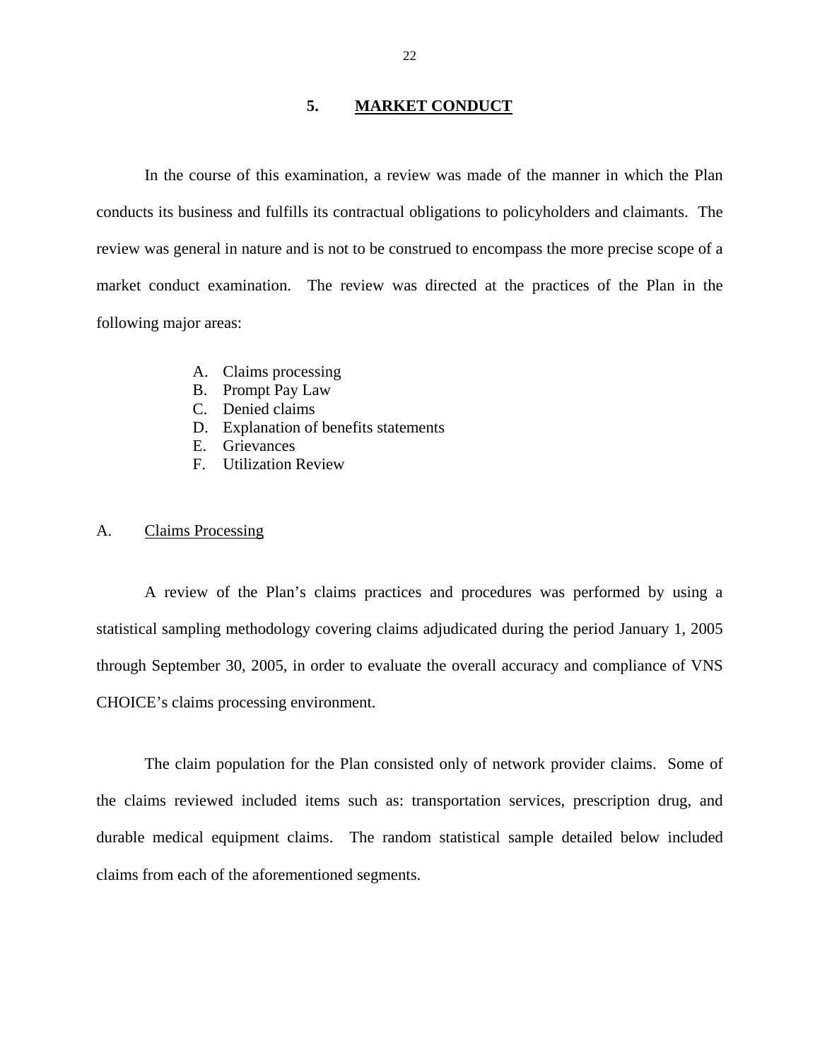## 5. MARKET CONDUCT

In the course of this examination, a review was made of the manner in which the Plan conducts its business and fulfills its contractual obligations to policyholders and claimants. The review was general in nature and is not to be construed to encompass the more precise scope of a market conduct examination. The review was directed at the practices of the Plan in the following major areas:

A. Claims processing
B. Prompt Pay Law
C. Denied claims
D. Explanation of benefits statements
E. Grievances
F. Utilization Review

### A. Claims Processing

A review of the Plan's claims practices and procedures was performed by using a statistical sampling methodology covering claims adjudicated during the period January 1, 2005 through September 30, 2005, in order to evaluate the overall accuracy and compliance of VNS CHOICE's claims processing environment.

The claim population for the Plan consisted only of network provider claims. Some of the claims reviewed included items such as: transportation services, prescription drug, and durable medical equipment claims. The random statistical sample detailed below included claims from each of the aforementioned segments.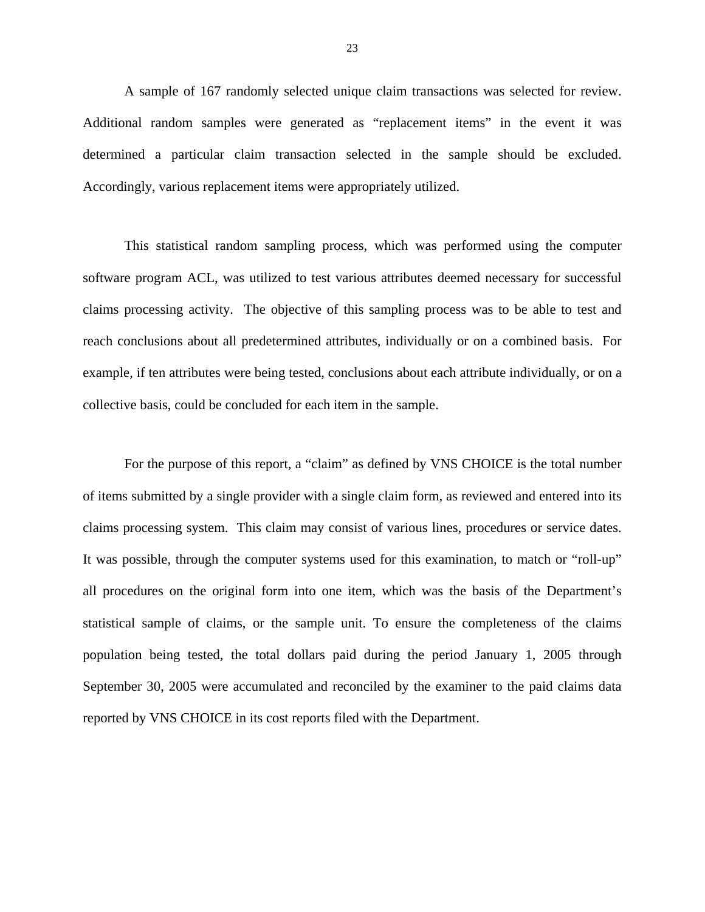A sample of 167 randomly selected unique claim transactions was selected for review. Additional random samples were generated as "replacement items" in the event it was determined a particular claim transaction selected in the sample should be excluded. Accordingly, various replacement items were appropriately utilized.

This statistical random sampling process, which was performed using the computer software program ACL, was utilized to test various attributes deemed necessary for successful claims processing activity. The objective of this sampling process was to be able to test and reach conclusions about all predetermined attributes, individually or on a combined basis. For example, if ten attributes were being tested, conclusions about each attribute individually, or on a collective basis, could be concluded for each item in the sample.

For the purpose of this report, a "claim" as defined by VNS CHOICE is the total number of items submitted by a single provider with a single claim form, as reviewed and entered into its claims processing system. This claim may consist of various lines, procedures or service dates. It was possible, through the computer systems used for this examination, to match or "roll-up" all procedures on the original form into one item, which was the basis of the Department's statistical sample of claims, or the sample unit. To ensure the completeness of the claims population being tested, the total dollars paid during the period January 1, 2005 through September 30, 2005 were accumulated and reconciled by the examiner to the paid claims data reported by VNS CHOICE in its cost reports filed with the Department.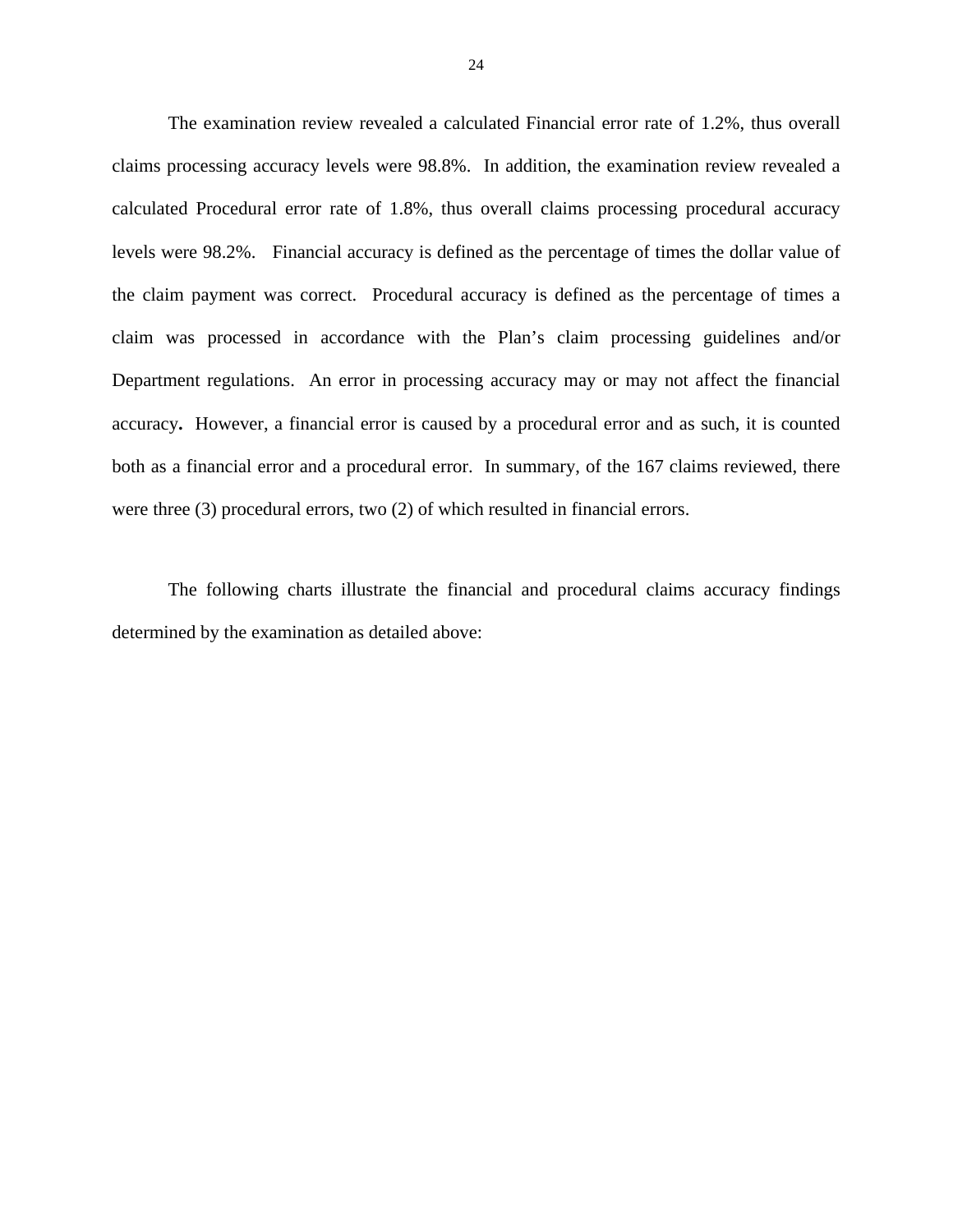The examination review revealed a calculated Financial error rate of 1.2%, thus overall claims processing accuracy levels were 98.8%. In addition, the examination review revealed a calculated Procedural error rate of 1.8%, thus overall claims processing procedural accuracy levels were 98.2%. Financial accuracy is defined as the percentage of times the dollar value of the claim payment was correct. Procedural accuracy is defined as the percentage of times a claim was processed in accordance with the Plan's claim processing guidelines and/or Department regulations. An error in processing accuracy may or may not affect the financial accuracy**.** However, a financial error is caused by a procedural error and as such, it is counted both as a financial error and a procedural error. In summary, of the 167 claims reviewed, there were three (3) procedural errors, two (2) of which resulted in financial errors.

The following charts illustrate the financial and procedural claims accuracy findings determined by the examination as detailed above: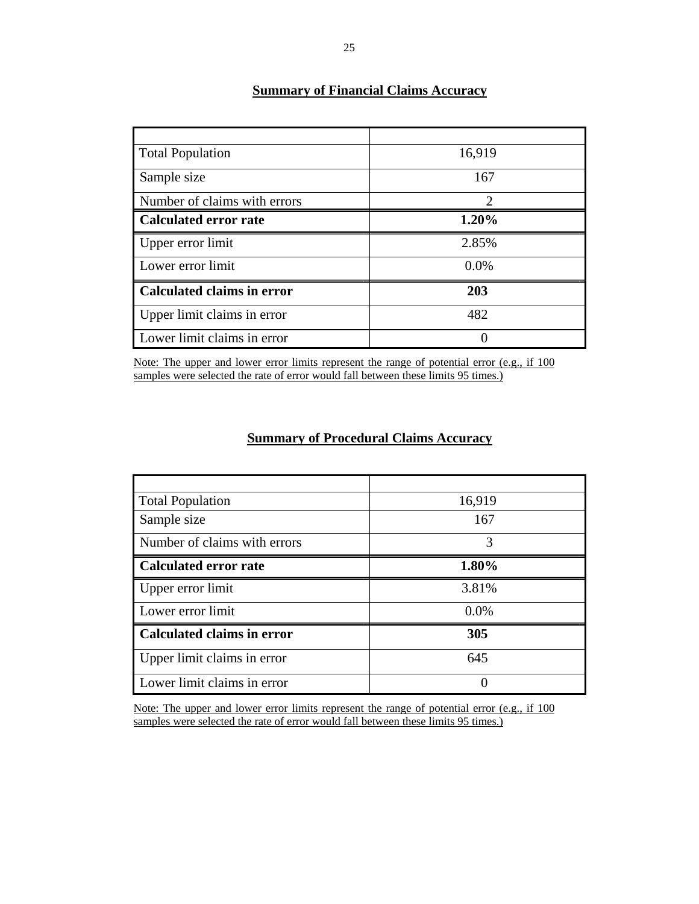## Summary of Financial Claims Accuracy

| | |
|---|---|
| Total Population | 16,919 |
| Sample size | 167 |
| Number of claims with errors | 2 |
| **Calculated error rate** | **1.20%** |
| Upper error limit | 2.85% |
| Lower error limit | 0.0% |
| **Calculated claims in error** | **203** |
| Upper limit claims in error | 482 |
| Lower limit claims in error | 0 |

Note: The upper and lower error limits represent the range of potential error (e.g., if 100 samples were selected the rate of error would fall between these limits 95 times.)

## Summary of Procedural Claims Accuracy

| | |
|---|---|
| Total Population | 16,919 |
| Sample size | 167 |
| Number of claims with errors | 3 |
| **Calculated error rate** | **1.80%** |
| Upper error limit | 3.81% |
| Lower error limit | 0.0% |
| **Calculated claims in error** | **305** |
| Upper limit claims in error | 645 |
| Lower limit claims in error | 0 |

Note: The upper and lower error limits represent the range of potential error (e.g., if 100 samples were selected the rate of error would fall between these limits 95 times.)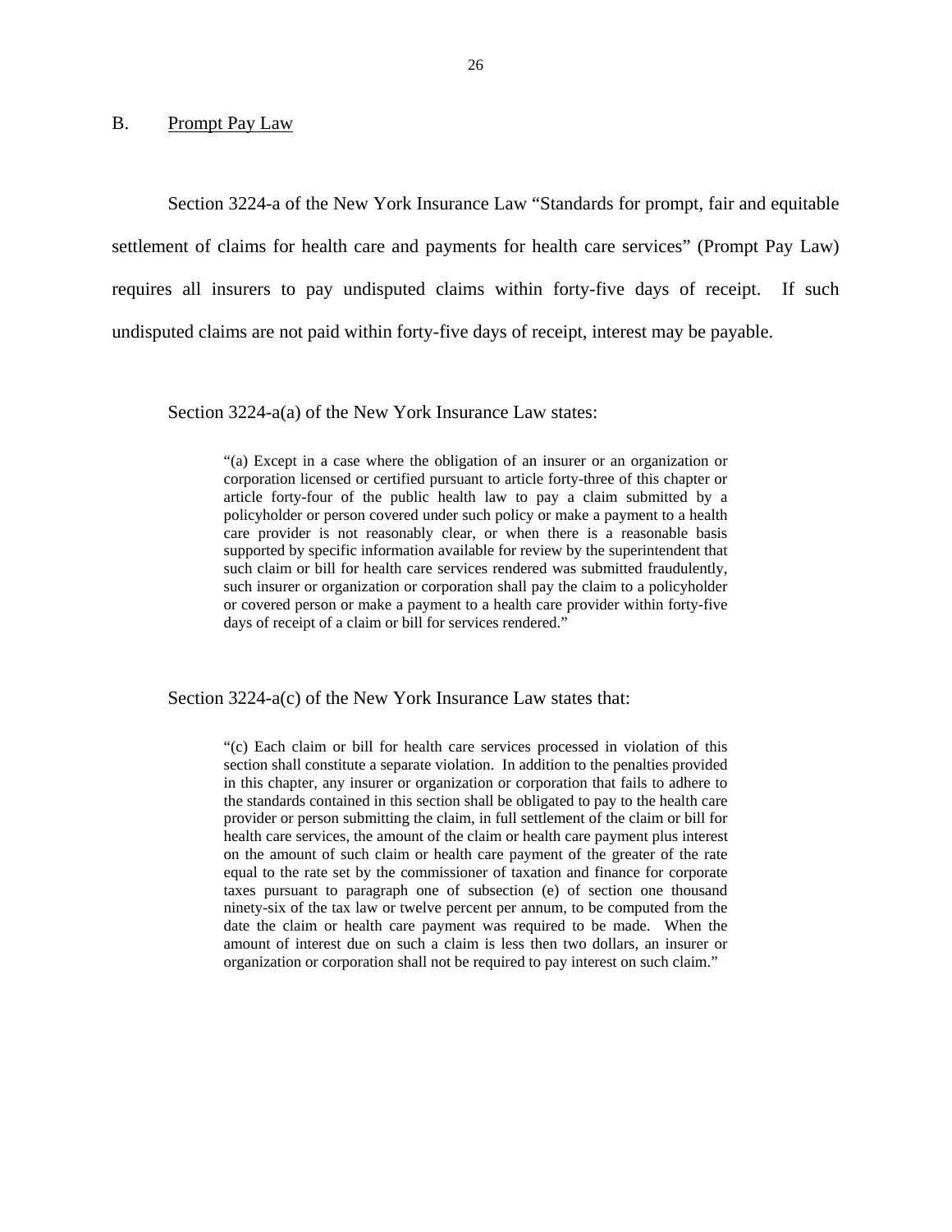## B. Prompt Pay Law

Section 3224-a of the New York Insurance Law "Standards for prompt, fair and equitable settlement of claims for health care and payments for health care services" (Prompt Pay Law) requires all insurers to pay undisputed claims within forty-five days of receipt. If such undisputed claims are not paid within forty-five days of receipt, interest may be payable.

Section 3224-a(a) of the New York Insurance Law states:

> "(a) Except in a case where the obligation of an insurer or an organization or corporation licensed or certified pursuant to article forty-three of this chapter or article forty-four of the public health law to pay a claim submitted by a policyholder or person covered under such policy or make a payment to a health care provider is not reasonably clear, or when there is a reasonable basis supported by specific information available for review by the superintendent that such claim or bill for health care services rendered was submitted fraudulently, such insurer or organization or corporation shall pay the claim to a policyholder or covered person or make a payment to a health care provider within forty-five days of receipt of a claim or bill for services rendered."

Section 3224-a(c) of the New York Insurance Law states that:

> "(c) Each claim or bill for health care services processed in violation of this section shall constitute a separate violation. In addition to the penalties provided in this chapter, any insurer or organization or corporation that fails to adhere to the standards contained in this section shall be obligated to pay to the health care provider or person submitting the claim, in full settlement of the claim or bill for health care services, the amount of the claim or health care payment plus interest on the amount of such claim or health care payment of the greater of the rate equal to the rate set by the commissioner of taxation and finance for corporate taxes pursuant to paragraph one of subsection (e) of section one thousand ninety-six of the tax law or twelve percent per annum, to be computed from the date the claim or health care payment was required to be made. When the amount of interest due on such a claim is less then two dollars, an insurer or organization or corporation shall not be required to pay interest on such claim."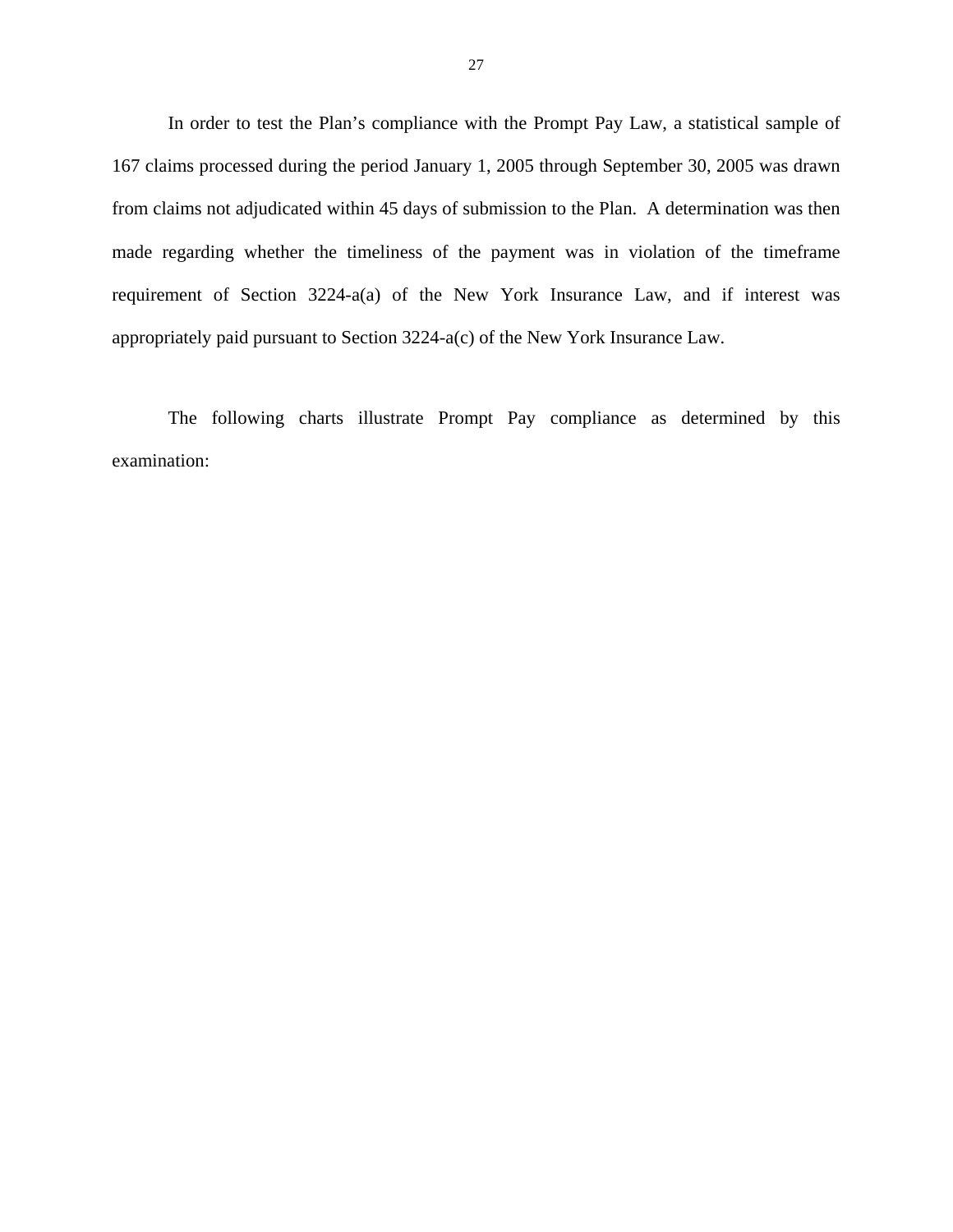In order to test the Plan's compliance with the Prompt Pay Law, a statistical sample of 167 claims processed during the period January 1, 2005 through September 30, 2005 was drawn from claims not adjudicated within 45 days of submission to the Plan. A determination was then made regarding whether the timeliness of the payment was in violation of the timeframe requirement of Section 3224-a(a) of the New York Insurance Law, and if interest was appropriately paid pursuant to Section 3224-a(c) of the New York Insurance Law.

The following charts illustrate Prompt Pay compliance as determined by this examination: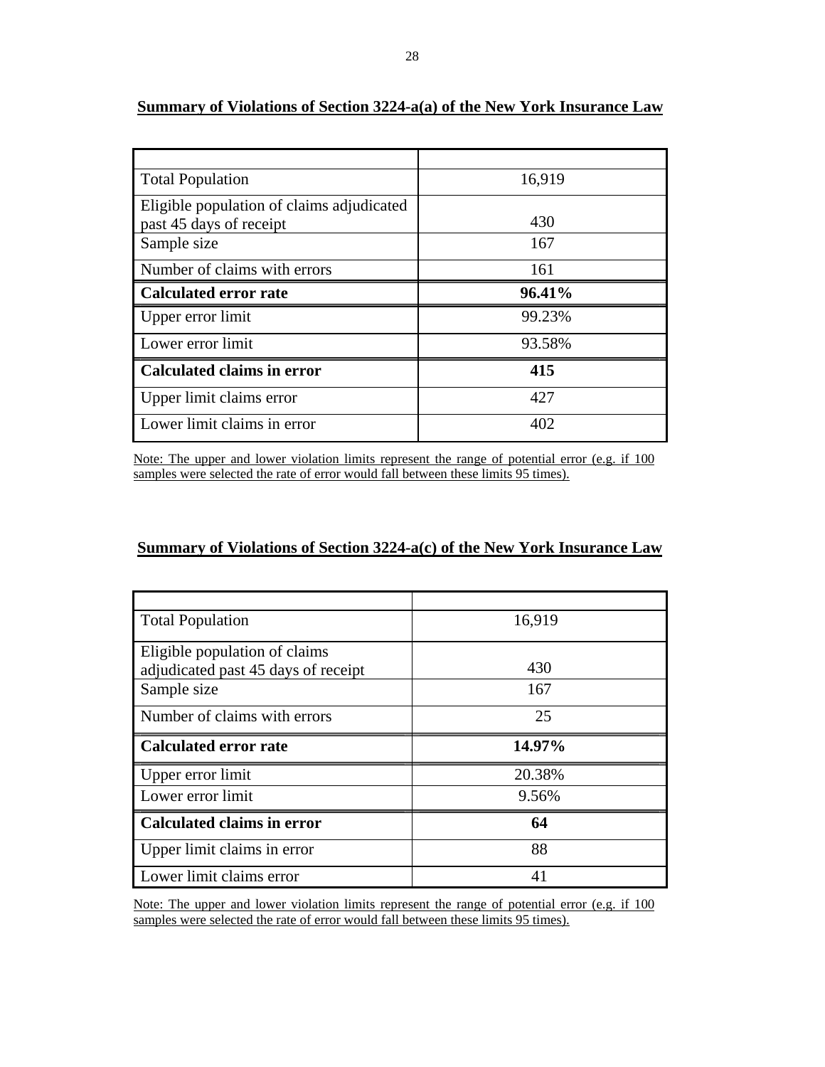**Summary of Violations of Section 3224-a(a) of the New York Insurance Law**

| | |
|---|---|
| Total Population | 16,919 |
| Eligible population of claims adjudicated past 45 days of receipt | 430 |
| Sample size | 167 |
| Number of claims with errors | 161 |
| **Calculated error rate** | **96.41%** |
| Upper error limit | 99.23% |
| Lower error limit | 93.58% |
| **Calculated claims in error** | **415** |
| Upper limit claims error | 427 |
| Lower limit claims in error | 402 |

Note: The upper and lower violation limits represent the range of potential error (e.g. if 100 samples were selected the rate of error would fall between these limits 95 times).

**Summary of Violations of Section 3224-a(c) of the New York Insurance Law**

| | |
|---|---|
| Total Population | 16,919 |
| Eligible population of claims adjudicated past 45 days of receipt | 430 |
| Sample size | 167 |
| Number of claims with errors | 25 |
| **Calculated error rate** | **14.97%** |
| Upper error limit | 20.38% |
| Lower error limit | 9.56% |
| **Calculated claims in error** | **64** |
| Upper limit claims in error | 88 |
| Lower limit claims error | 41 |

Note: The upper and lower violation limits represent the range of potential error (e.g. if 100 samples were selected the rate of error would fall between these limits 95 times).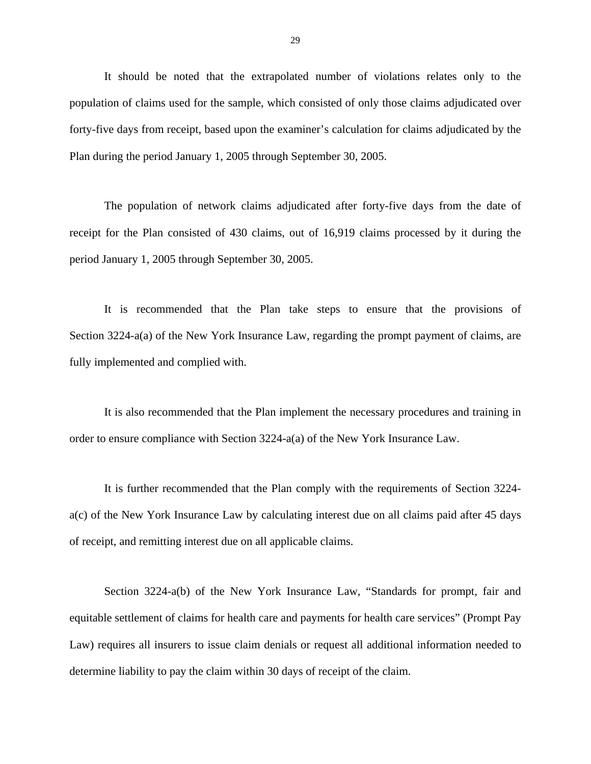It should be noted that the extrapolated number of violations relates only to the population of claims used for the sample, which consisted of only those claims adjudicated over forty-five days from receipt, based upon the examiner's calculation for claims adjudicated by the Plan during the period January 1, 2005 through September 30, 2005.

The population of network claims adjudicated after forty-five days from the date of receipt for the Plan consisted of 430 claims, out of 16,919 claims processed by it during the period January 1, 2005 through September 30, 2005.

It is recommended that the Plan take steps to ensure that the provisions of Section 3224-a(a) of the New York Insurance Law, regarding the prompt payment of claims, are fully implemented and complied with.

It is also recommended that the Plan implement the necessary procedures and training in order to ensure compliance with Section 3224-a(a) of the New York Insurance Law.

It is further recommended that the Plan comply with the requirements of Section 3224-a(c) of the New York Insurance Law by calculating interest due on all claims paid after 45 days of receipt, and remitting interest due on all applicable claims.

Section 3224-a(b) of the New York Insurance Law, "Standards for prompt, fair and equitable settlement of claims for health care and payments for health care services" (Prompt Pay Law) requires all insurers to issue claim denials or request all additional information needed to determine liability to pay the claim within 30 days of receipt of the claim.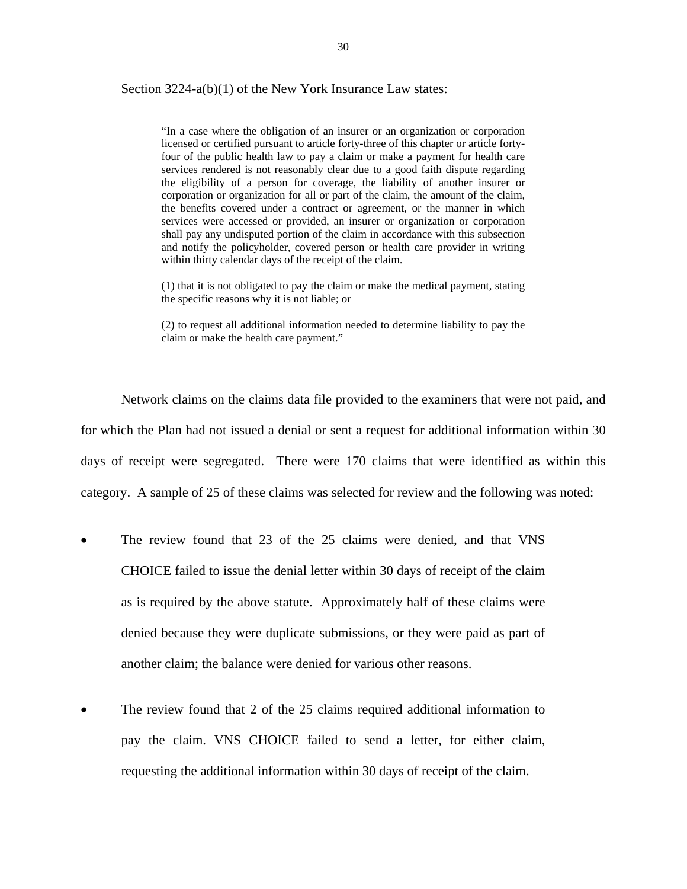Section 3224-a(b)(1) of the New York Insurance Law states:

> "In a case where the obligation of an insurer or an organization or corporation licensed or certified pursuant to article forty-three of this chapter or article forty-four of the public health law to pay a claim or make a payment for health care services rendered is not reasonably clear due to a good faith dispute regarding the eligibility of a person for coverage, the liability of another insurer or corporation or organization for all or part of the claim, the amount of the claim, the benefits covered under a contract or agreement, or the manner in which services were accessed or provided, an insurer or organization or corporation shall pay any undisputed portion of the claim in accordance with this subsection and notify the policyholder, covered person or health care provider in writing within thirty calendar days of the receipt of the claim.
>
> (1) that it is not obligated to pay the claim or make the medical payment, stating the specific reasons why it is not liable; or
>
> (2) to request all additional information needed to determine liability to pay the claim or make the health care payment."

Network claims on the claims data file provided to the examiners that were not paid, and for which the Plan had not issued a denial or sent a request for additional information within 30 days of receipt were segregated. There were 170 claims that were identified as within this category. A sample of 25 of these claims was selected for review and the following was noted:

- The review found that 23 of the 25 claims were denied, and that VNS CHOICE failed to issue the denial letter within 30 days of receipt of the claim as is required by the above statute. Approximately half of these claims were denied because they were duplicate submissions, or they were paid as part of another claim; the balance were denied for various other reasons.
- The review found that 2 of the 25 claims required additional information to pay the claim. VNS CHOICE failed to send a letter, for either claim, requesting the additional information within 30 days of receipt of the claim.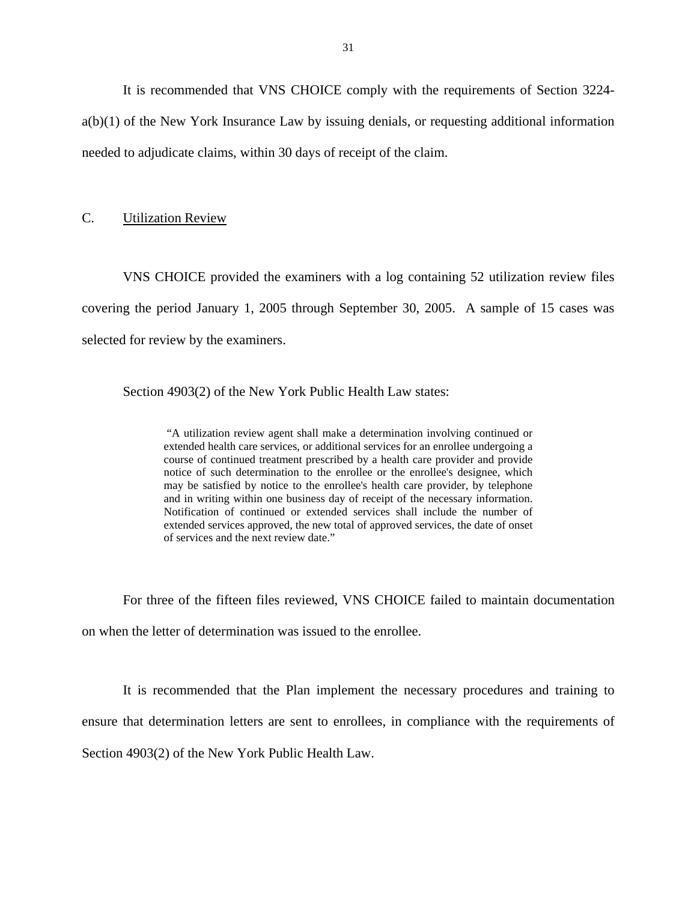It is recommended that VNS CHOICE comply with the requirements of Section 3224-a(b)(1) of the New York Insurance Law by issuing denials, or requesting additional information needed to adjudicate claims, within 30 days of receipt of the claim.

## C. Utilization Review

VNS CHOICE provided the examiners with a log containing 52 utilization review files covering the period January 1, 2005 through September 30, 2005. A sample of 15 cases was selected for review by the examiners.

Section 4903(2) of the New York Public Health Law states:

> "A utilization review agent shall make a determination involving continued or extended health care services, or additional services for an enrollee undergoing a course of continued treatment prescribed by a health care provider and provide notice of such determination to the enrollee or the enrollee's designee, which may be satisfied by notice to the enrollee's health care provider, by telephone and in writing within one business day of receipt of the necessary information. Notification of continued or extended services shall include the number of extended services approved, the new total of approved services, the date of onset of services and the next review date."

For three of the fifteen files reviewed, VNS CHOICE failed to maintain documentation on when the letter of determination was issued to the enrollee.

It is recommended that the Plan implement the necessary procedures and training to ensure that determination letters are sent to enrollees, in compliance with the requirements of Section 4903(2) of the New York Public Health Law.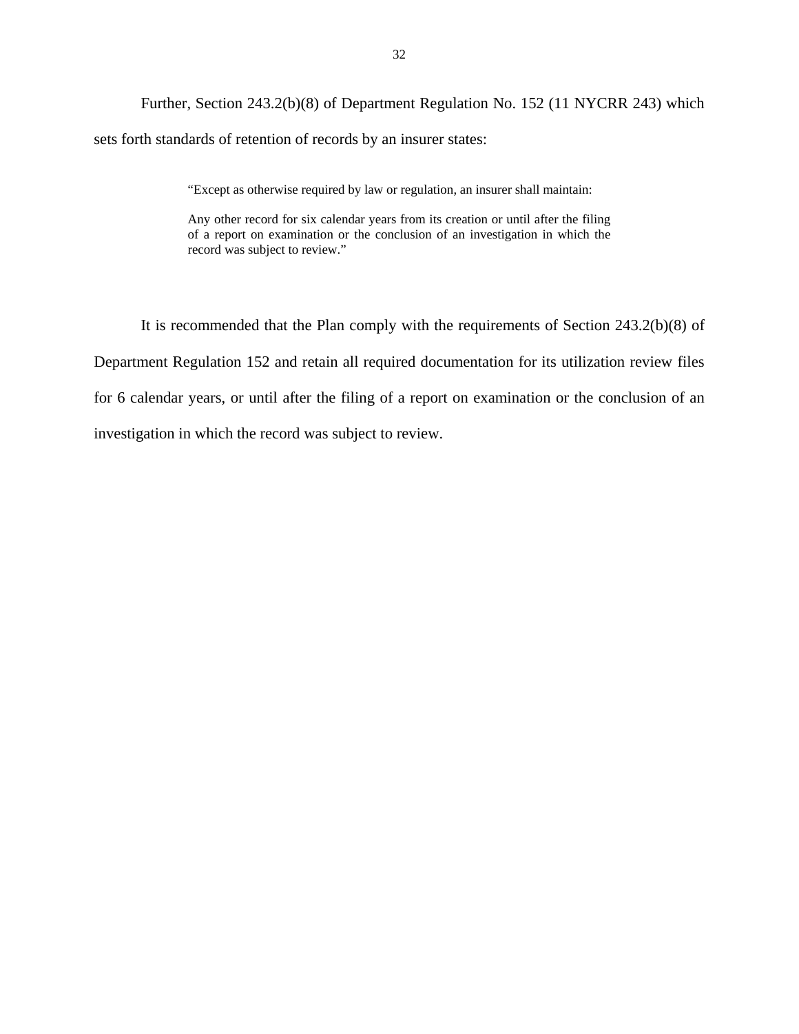Further, Section 243.2(b)(8) of Department Regulation No. 152 (11 NYCRR 243) which sets forth standards of retention of records by an insurer states:

> "Except as otherwise required by law or regulation, an insurer shall maintain:
>
> Any other record for six calendar years from its creation or until after the filing of a report on examination or the conclusion of an investigation in which the record was subject to review."

It is recommended that the Plan comply with the requirements of Section 243.2(b)(8) of Department Regulation 152 and retain all required documentation for its utilization review files for 6 calendar years, or until after the filing of a report on examination or the conclusion of an investigation in which the record was subject to review.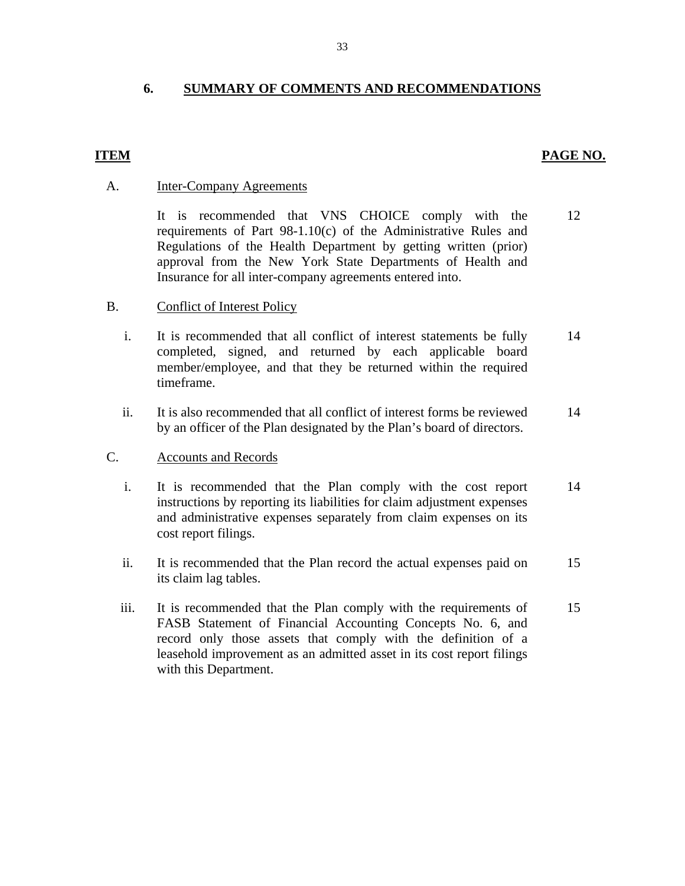## 6. SUMMARY OF COMMENTS AND RECOMMENDATIONS

| ITEM | | | PAGE NO. |
|---|---|---|---|
| A. | Inter-Company Agreements | | |
| | | It is recommended that VNS CHOICE comply with the requirements of Part 98-1.10(c) of the Administrative Rules and Regulations of the Health Department by getting written (prior) approval from the New York State Departments of Health and Insurance for all inter-company agreements entered into. | 12 |
| B. | Conflict of Interest Policy | | |
| | i. | It is recommended that all conflict of interest statements be fully completed, signed, and returned by each applicable board member/employee, and that they be returned within the required timeframe. | 14 |
| | ii. | It is also recommended that all conflict of interest forms be reviewed by an officer of the Plan designated by the Plan's board of directors. | 14 |
| C. | Accounts and Records | | |
| | i. | It is recommended that the Plan comply with the cost report instructions by reporting its liabilities for claim adjustment expenses and administrative expenses separately from claim expenses on its cost report filings. | 14 |
| | ii. | It is recommended that the Plan record the actual expenses paid on its claim lag tables. | 15 |
| | iii. | It is recommended that the Plan comply with the requirements of FASB Statement of Financial Accounting Concepts No. 6, and record only those assets that comply with the definition of a leasehold improvement as an admitted asset in its cost report filings with this Department. | 15 |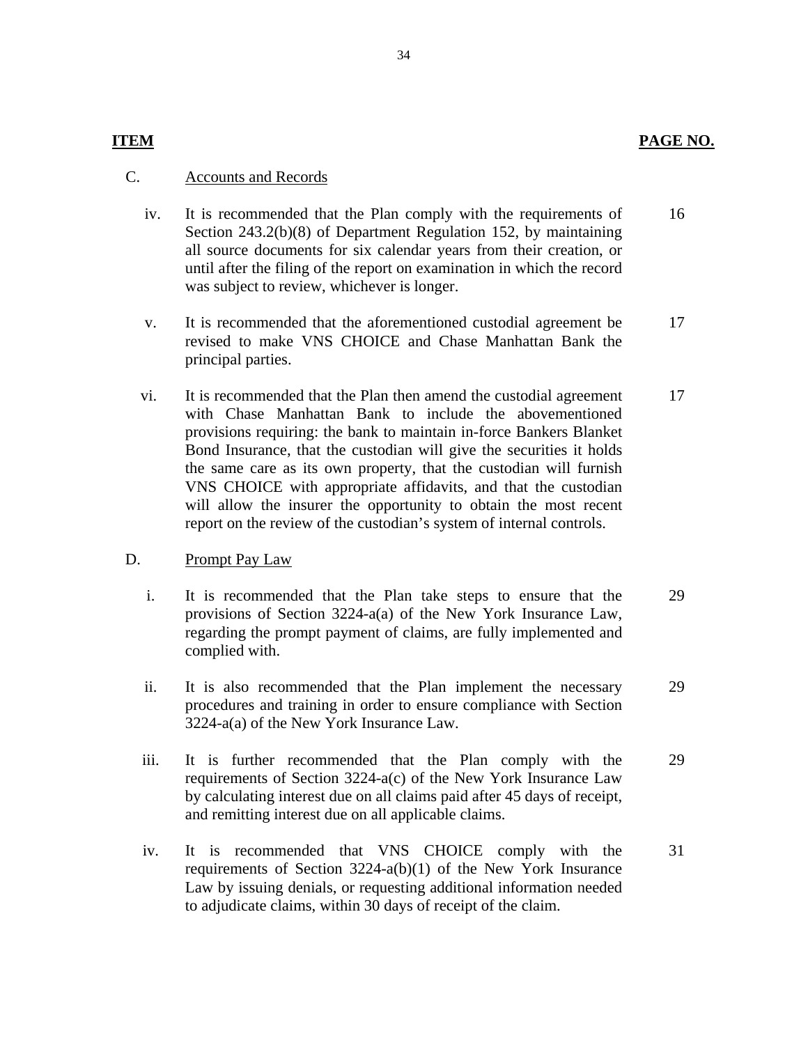| ITEM | | PAGE NO. |
|---|---|---|
| C. | Accounts and Records | |
| iv. | It is recommended that the Plan comply with the requirements of Section 243.2(b)(8) of Department Regulation 152, by maintaining all source documents for six calendar years from their creation, or until after the filing of the report on examination in which the record was subject to review, whichever is longer. | 16 |
| v. | It is recommended that the aforementioned custodial agreement be revised to make VNS CHOICE and Chase Manhattan Bank the principal parties. | 17 |
| vi. | It is recommended that the Plan then amend the custodial agreement with Chase Manhattan Bank to include the abovementioned provisions requiring: the bank to maintain in-force Bankers Blanket Bond Insurance, that the custodian will give the securities it holds the same care as its own property, that the custodian will furnish VNS CHOICE with appropriate affidavits, and that the custodian will allow the insurer the opportunity to obtain the most recent report on the review of the custodian's system of internal controls. | 17 |
| D. | Prompt Pay Law | |
| i. | It is recommended that the Plan take steps to ensure that the provisions of Section 3224-a(a) of the New York Insurance Law, regarding the prompt payment of claims, are fully implemented and complied with. | 29 |
| ii. | It is also recommended that the Plan implement the necessary procedures and training in order to ensure compliance with Section 3224-a(a) of the New York Insurance Law. | 29 |
| iii. | It is further recommended that the Plan comply with the requirements of Section 3224-a(c) of the New York Insurance Law by calculating interest due on all claims paid after 45 days of receipt, and remitting interest due on all applicable claims. | 29 |
| iv. | It is recommended that VNS CHOICE comply with the requirements of Section 3224-a(b)(1) of the New York Insurance Law by issuing denials, or requesting additional information needed to adjudicate claims, within 30 days of receipt of the claim. | 31 |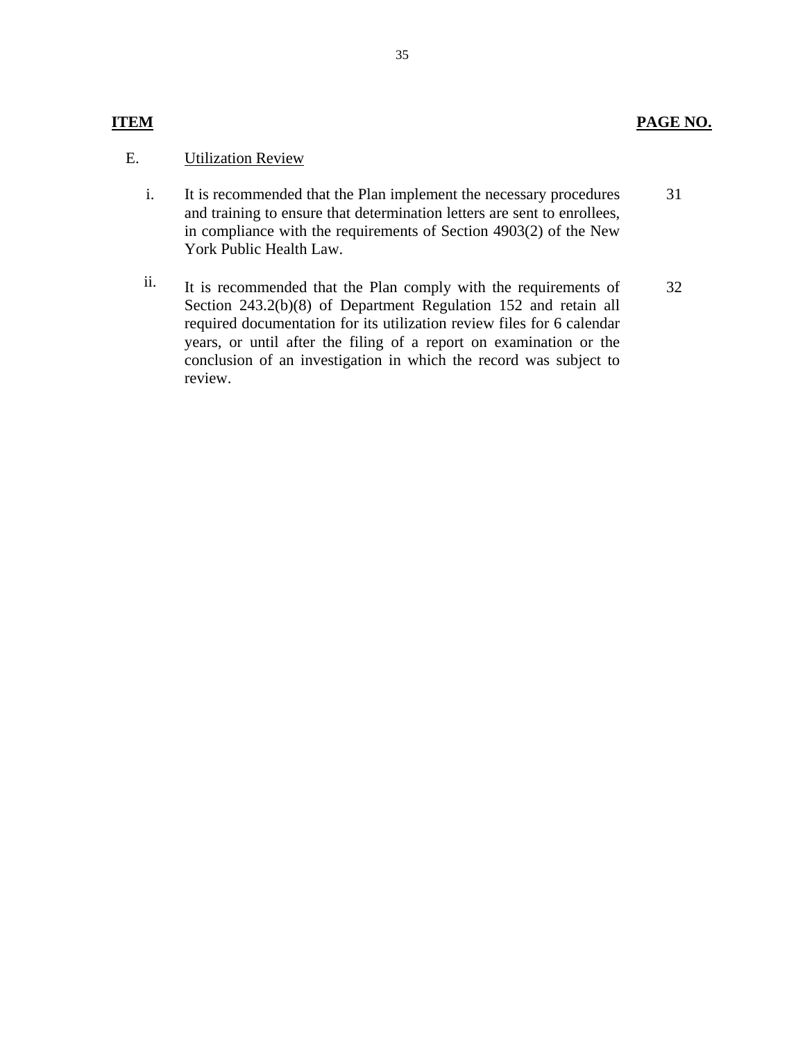| ITEM | | PAGE NO. |
|---|---|---|
| E. | Utilization Review | |
| i. | It is recommended that the Plan implement the necessary procedures and training to ensure that determination letters are sent to enrollees, in compliance with the requirements of Section 4903(2) of the New York Public Health Law. | 31 |
| ii. | It is recommended that the Plan comply with the requirements of Section 243.2(b)(8) of Department Regulation 152 and retain all required documentation for its utilization review files for 6 calendar years, or until after the filing of a report on examination or the conclusion of an investigation in which the record was subject to review. | 32 |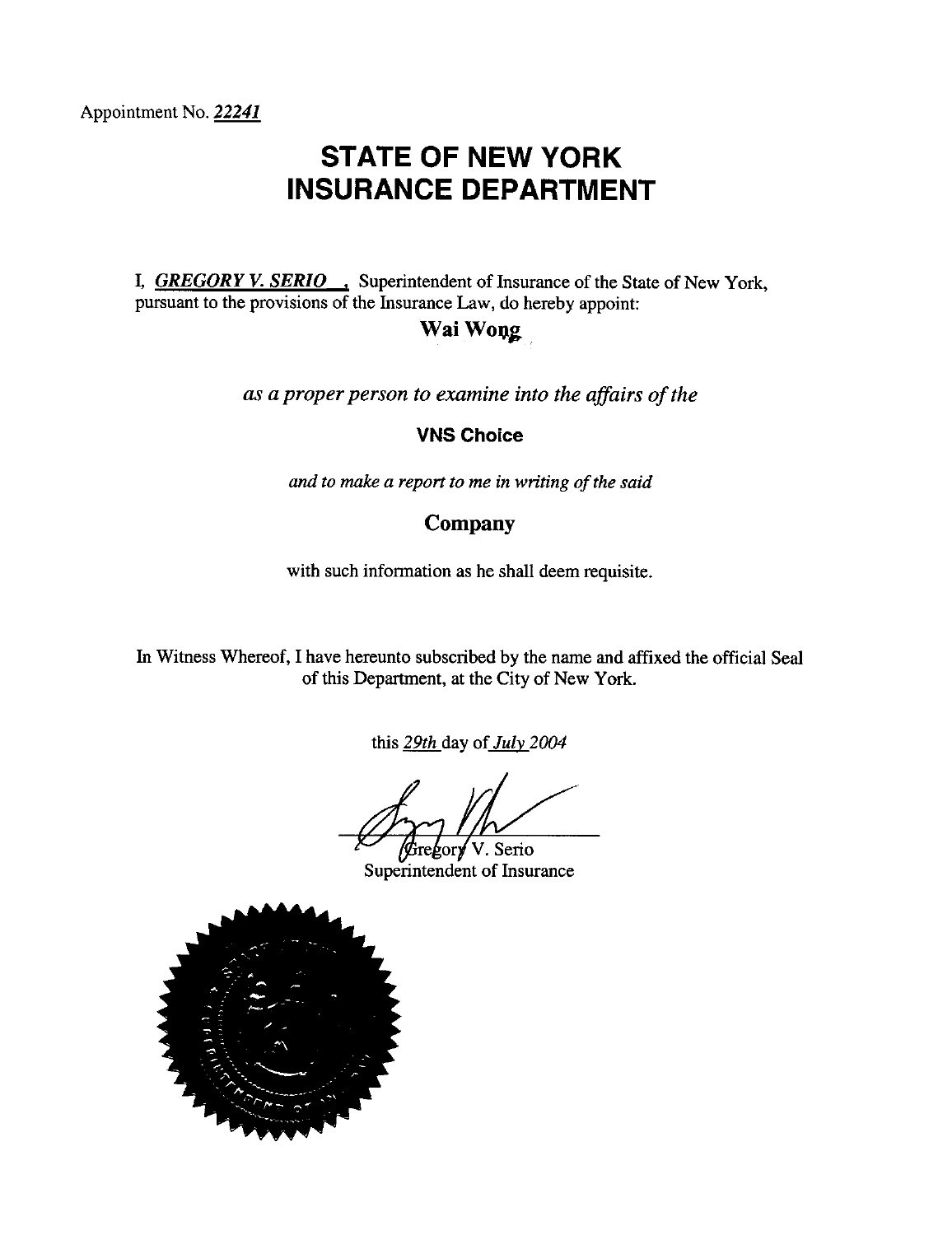Appointment No. _22241_

# STATE OF NEW YORK
# INSURANCE DEPARTMENT

I, ***GREGORY V. SERIO*** , Superintendent of Insurance of the State of New York, pursuant to the provisions of the Insurance Law, do hereby appoint:

**Wai Wong**

*as a proper person to examine into the affairs of the*

**VNS Choice**

*and to make a report to me in writing of the said*

**Company**

with such information as he shall deem requisite.

In Witness Whereof, I have hereunto subscribed by the name and affixed the official Seal of this Department, at the City of New York.

this _29th_ day of _July 2004_

Gregory V. Serio
Superintendent of Insurance